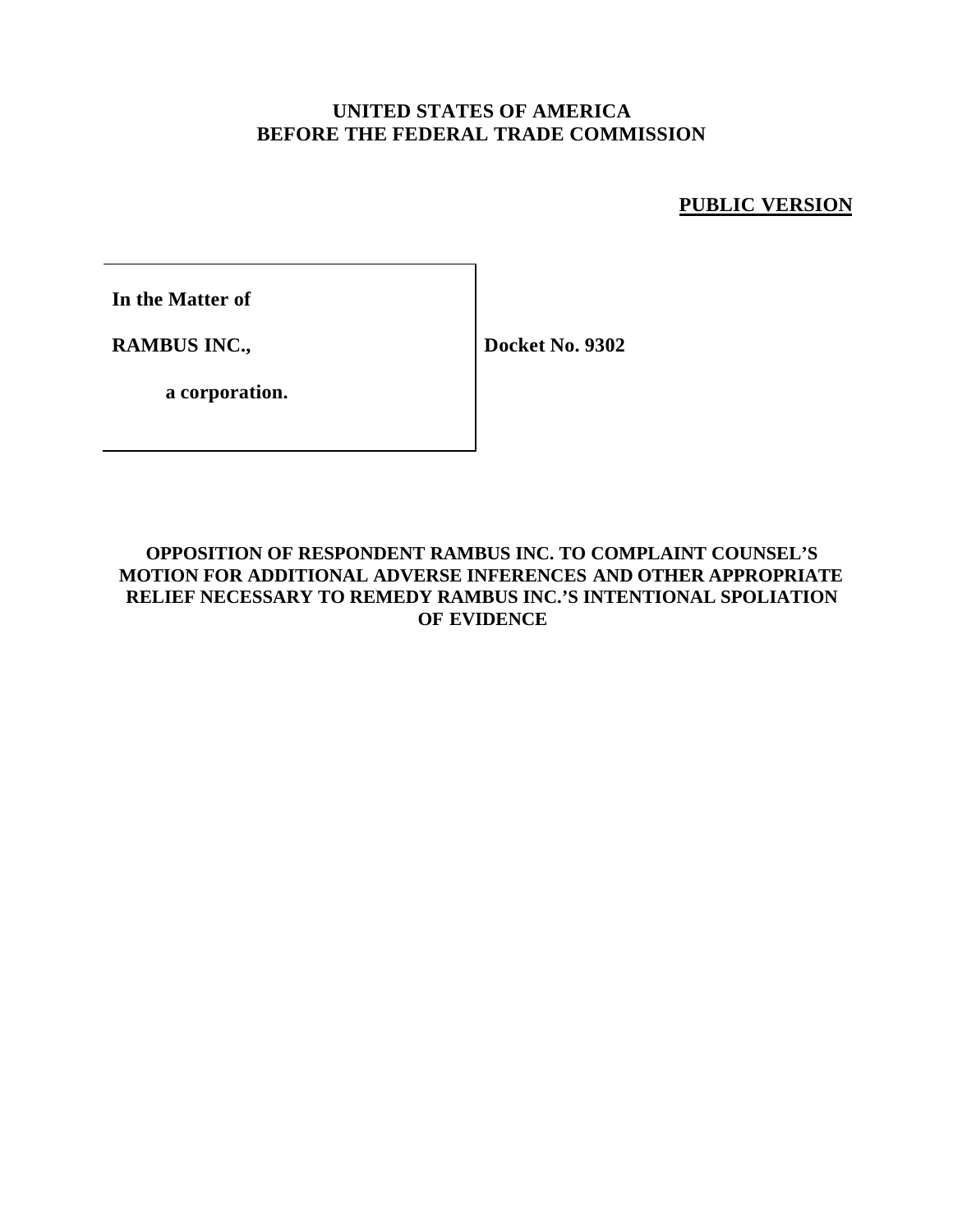**UNITED STATES OF AMERICA**
**BEFORE THE FEDERAL TRADE COMMISSION**

**PUBLIC VERSION**

| | |
|---|---|
| **In the Matter of** | |
| **RAMBUS INC.,** | **Docket No. 9302** |
| **a corporation.** | |

**OPPOSITION OF RESPONDENT RAMBUS INC. TO COMPLAINT COUNSEL'S MOTION FOR ADDITIONAL ADVERSE INFERENCES AND OTHER APPROPRIATE RELIEF NECESSARY TO REMEDY RAMBUS INC.'S INTENTIONAL SPOLIATION OF EVIDENCE**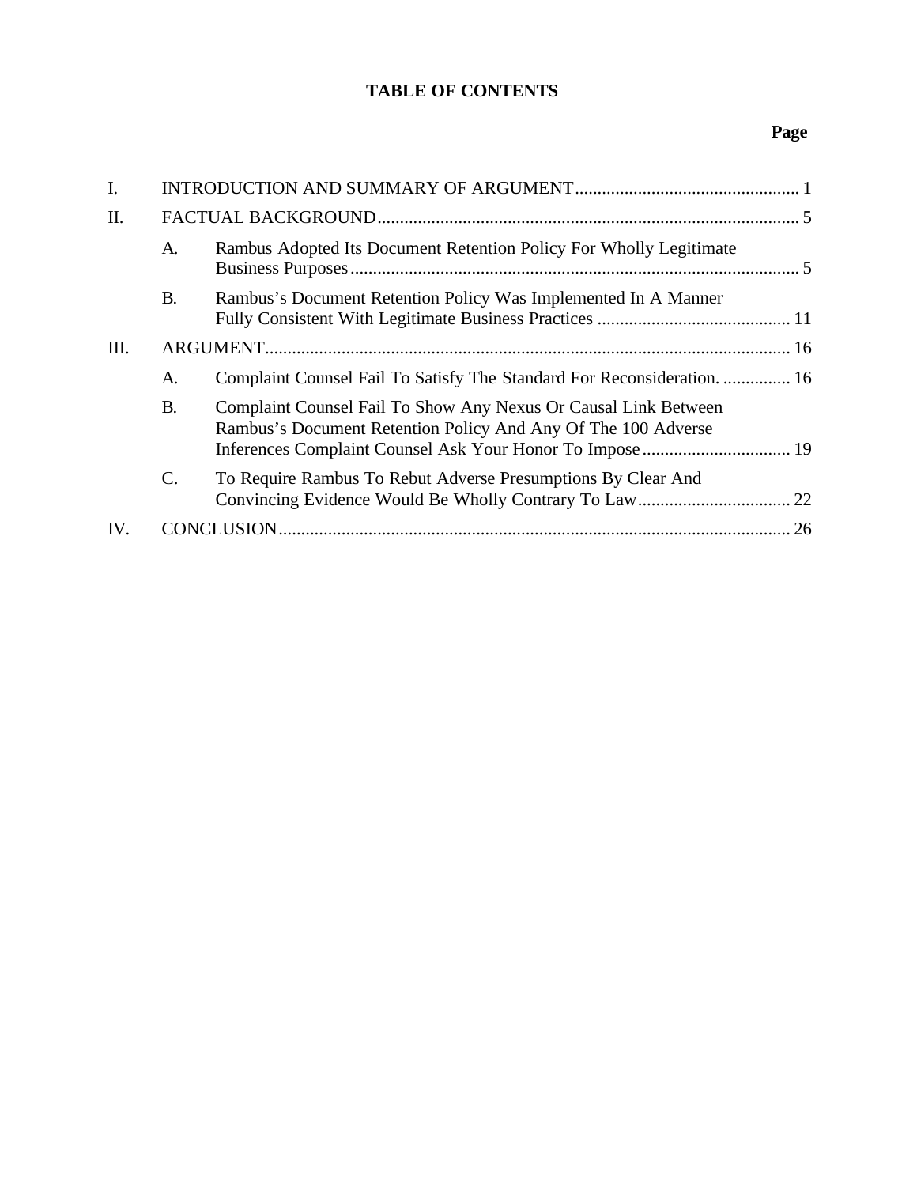# TABLE OF CONTENTS

| | | Page |
|---|---|---|
| I. | INTRODUCTION AND SUMMARY OF ARGUMENT | 1 |
| II. | FACTUAL BACKGROUND | 5 |
| | A. Rambus Adopted Its Document Retention Policy For Wholly Legitimate Business Purposes | 5 |
| | B. Rambus's Document Retention Policy Was Implemented In A Manner Fully Consistent With Legitimate Business Practices | 11 |
| III. | ARGUMENT | 16 |
| | A. Complaint Counsel Fail To Satisfy The Standard For Reconsideration. | 16 |
| | B. Complaint Counsel Fail To Show Any Nexus Or Causal Link Between Rambus's Document Retention Policy And Any Of The 100 Adverse Inferences Complaint Counsel Ask Your Honor To Impose | 19 |
| | C. To Require Rambus To Rebut Adverse Presumptions By Clear And Convincing Evidence Would Be Wholly Contrary To Law | 22 |
| IV. | CONCLUSION | 26 |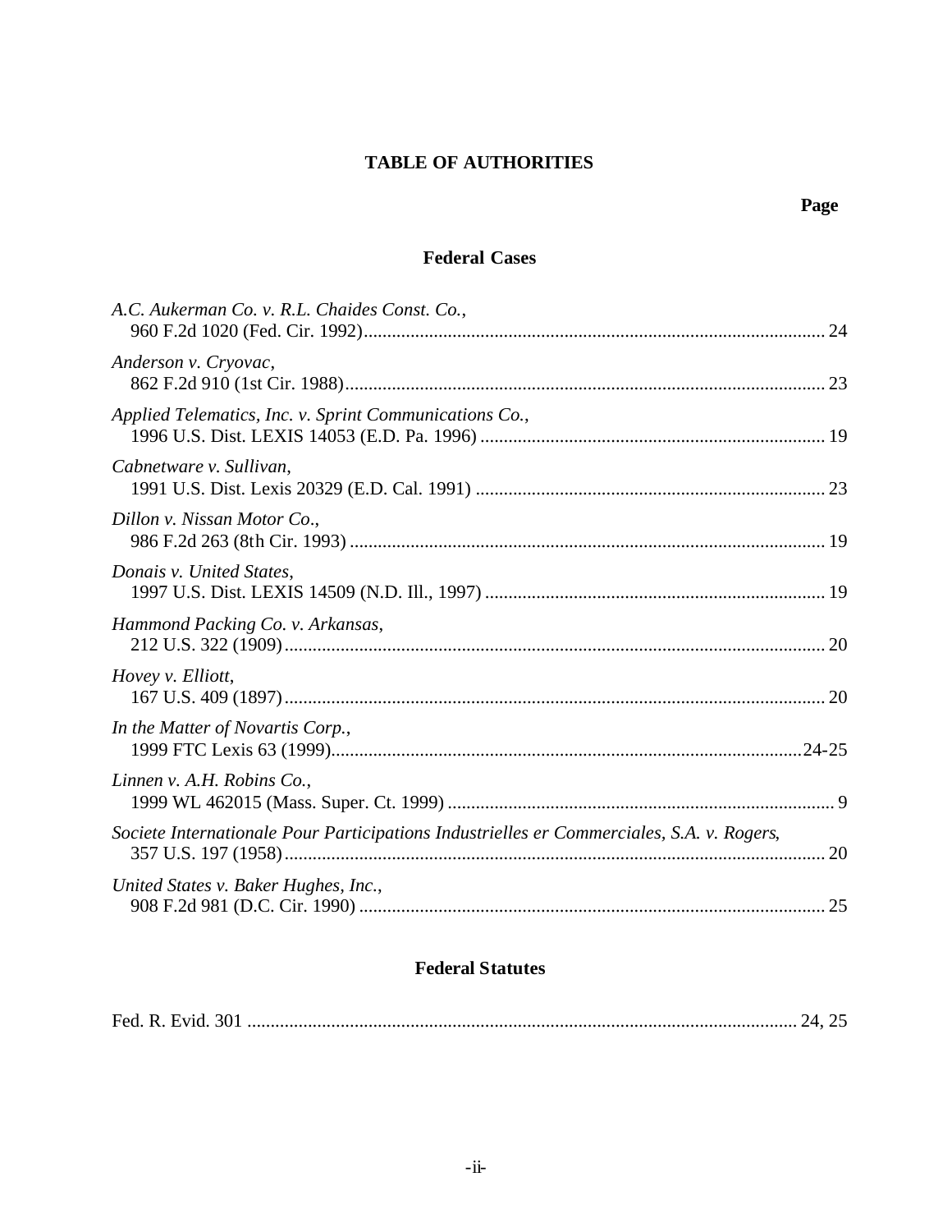# TABLE OF AUTHORITIES

**Page**

## Federal Cases

*A.C. Aukerman Co. v. R.L. Chaides Const. Co.*,
960 F.2d 1020 (Fed. Cir. 1992) .......... 24

*Anderson v. Cryovac*,
862 F.2d 910 (1st Cir. 1988) .......... 23

*Applied Telematics, Inc. v. Sprint Communications Co.*,
1996 U.S. Dist. LEXIS 14053 (E.D. Pa. 1996) .......... 19

*Cabnetware v. Sullivan*,
1991 U.S. Dist. Lexis 20329 (E.D. Cal. 1991) .......... 23

*Dillon v. Nissan Motor Co*.,
986 F.2d 263 (8th Cir. 1993) .......... 19

*Donais v. United States*,
1997 U.S. Dist. LEXIS 14509 (N.D. Ill., 1997) .......... 19

*Hammond Packing Co. v. Arkansas*,
212 U.S. 322 (1909) .......... 20

*Hovey v. Elliott*,
167 U.S. 409 (1897) .......... 20

*In the Matter of Novartis Corp.*,
1999 FTC Lexis 63 (1999) .......... 24-25

*Linnen v. A.H. Robins Co.*,
1999 WL 462015 (Mass. Super. Ct. 1999) .......... 9

*Societe Internationale Pour Participations Industrielles er Commerciales, S.A. v. Rogers*,
357 U.S. 197 (1958) .......... 20

*United States v. Baker Hughes, Inc.*,
908 F.2d 981 (D.C. Cir. 1990) .......... 25

## Federal Statutes

Fed. R. Evid. 301 .......... 24, 25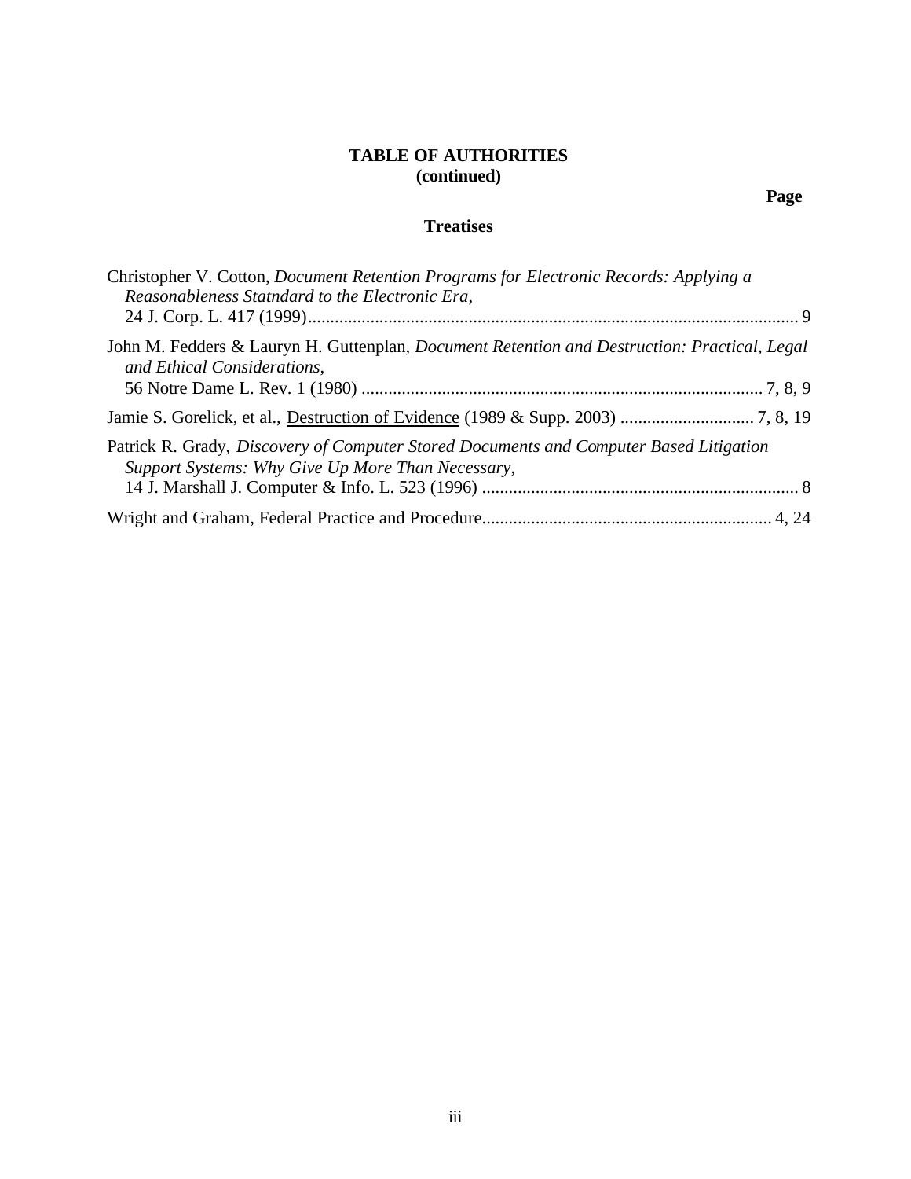**TABLE OF AUTHORITIES**
**(continued)**

**Page**

**Treatises**

Christopher V. Cotton, *Document Retention Programs for Electronic Records: Applying a Reasonableness Statndard to the Electronic Era*, 24 J. Corp. L. 417 (1999) ........ 9

John M. Fedders & Lauryn H. Guttenplan, *Document Retention and Destruction: Practical, Legal and Ethical Considerations*, 56 Notre Dame L. Rev. 1 (1980) ........ 7, 8, 9

Jamie S. Gorelick, et al., Destruction of Evidence (1989 & Supp. 2003) ........ 7, 8, 19

Patrick R. Grady, *Discovery of Computer Stored Documents and Computer Based Litigation Support Systems: Why Give Up More Than Necessary*, 14 J. Marshall J. Computer & Info. L. 523 (1996) ........ 8

Wright and Graham, Federal Practice and Procedure ........ 4, 24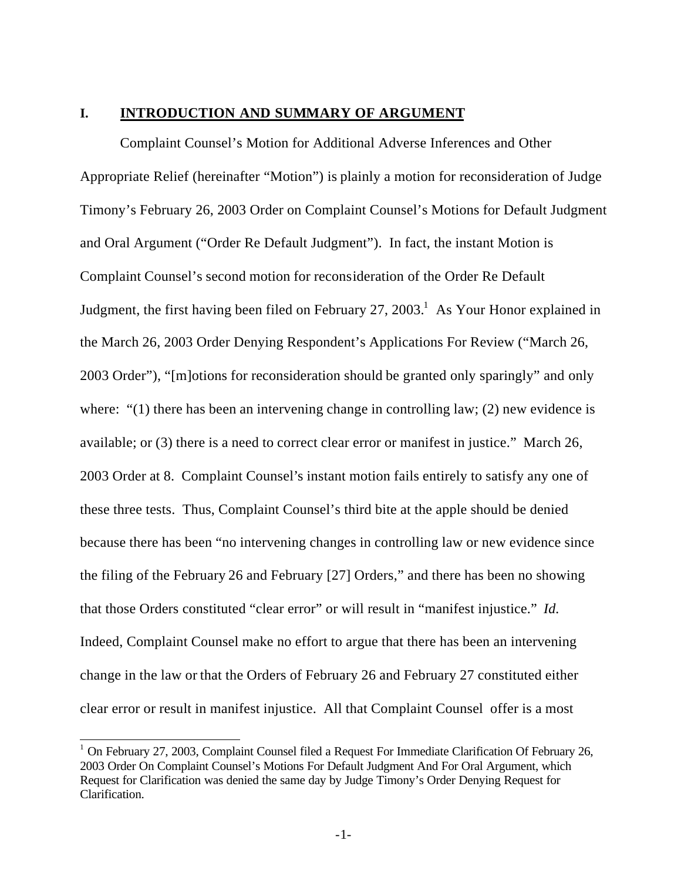## I. INTRODUCTION AND SUMMARY OF ARGUMENT

Complaint Counsel's Motion for Additional Adverse Inferences and Other Appropriate Relief (hereinafter "Motion") is plainly a motion for reconsideration of Judge Timony's February 26, 2003 Order on Complaint Counsel's Motions for Default Judgment and Oral Argument ("Order Re Default Judgment"). In fact, the instant Motion is Complaint Counsel's second motion for reconsideration of the Order Re Default Judgment, the first having been filed on February 27, 2003.[1] As Your Honor explained in the March 26, 2003 Order Denying Respondent's Applications For Review ("March 26, 2003 Order"), "[m]otions for reconsideration should be granted only sparingly" and only where: "(1) there has been an intervening change in controlling law; (2) new evidence is available; or (3) there is a need to correct clear error or manifest in justice." March 26, 2003 Order at 8. Complaint Counsel's instant motion fails entirely to satisfy any one of these three tests. Thus, Complaint Counsel's third bite at the apple should be denied because there has been "no intervening changes in controlling law or new evidence since the filing of the February 26 and February [27] Orders," and there has been no showing that those Orders constituted "clear error" or will result in "manifest injustice." *Id.* Indeed, Complaint Counsel make no effort to argue that there has been an intervening change in the law or that the Orders of February 26 and February 27 constituted either clear error or result in manifest injustice. All that Complaint Counsel offer is a most

---

[1] On February 27, 2003, Complaint Counsel filed a Request For Immediate Clarification Of February 26, 2003 Order On Complaint Counsel's Motions For Default Judgment And For Oral Argument, which Request for Clarification was denied the same day by Judge Timony's Order Denying Request for Clarification.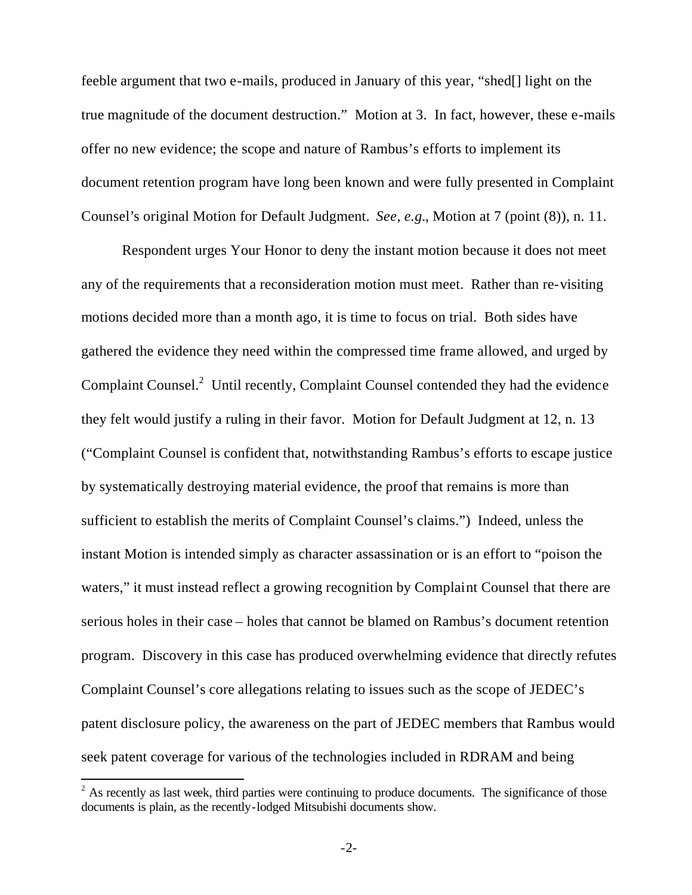feeble argument that two e-mails, produced in January of this year, "shed[] light on the true magnitude of the document destruction." Motion at 3. In fact, however, these e-mails offer no new evidence; the scope and nature of Rambus's efforts to implement its document retention program have long been known and were fully presented in Complaint Counsel's original Motion for Default Judgment. *See, e.g.*, Motion at 7 (point (8)), n. 11.

Respondent urges Your Honor to deny the instant motion because it does not meet any of the requirements that a reconsideration motion must meet. Rather than re-visiting motions decided more than a month ago, it is time to focus on trial. Both sides have gathered the evidence they need within the compressed time frame allowed, and urged by Complaint Counsel.[2] Until recently, Complaint Counsel contended they had the evidence they felt would justify a ruling in their favor. Motion for Default Judgment at 12, n. 13 ("Complaint Counsel is confident that, notwithstanding Rambus's efforts to escape justice by systematically destroying material evidence, the proof that remains is more than sufficient to establish the merits of Complaint Counsel's claims.") Indeed, unless the instant Motion is intended simply as character assassination or is an effort to "poison the waters," it must instead reflect a growing recognition by Complaint Counsel that there are serious holes in their case – holes that cannot be blamed on Rambus's document retention program. Discovery in this case has produced overwhelming evidence that directly refutes Complaint Counsel's core allegations relating to issues such as the scope of JEDEC's patent disclosure policy, the awareness on the part of JEDEC members that Rambus would seek patent coverage for various of the technologies included in RDRAM and being

[2] As recently as last week, third parties were continuing to produce documents. The significance of those documents is plain, as the recently-lodged Mitsubishi documents show.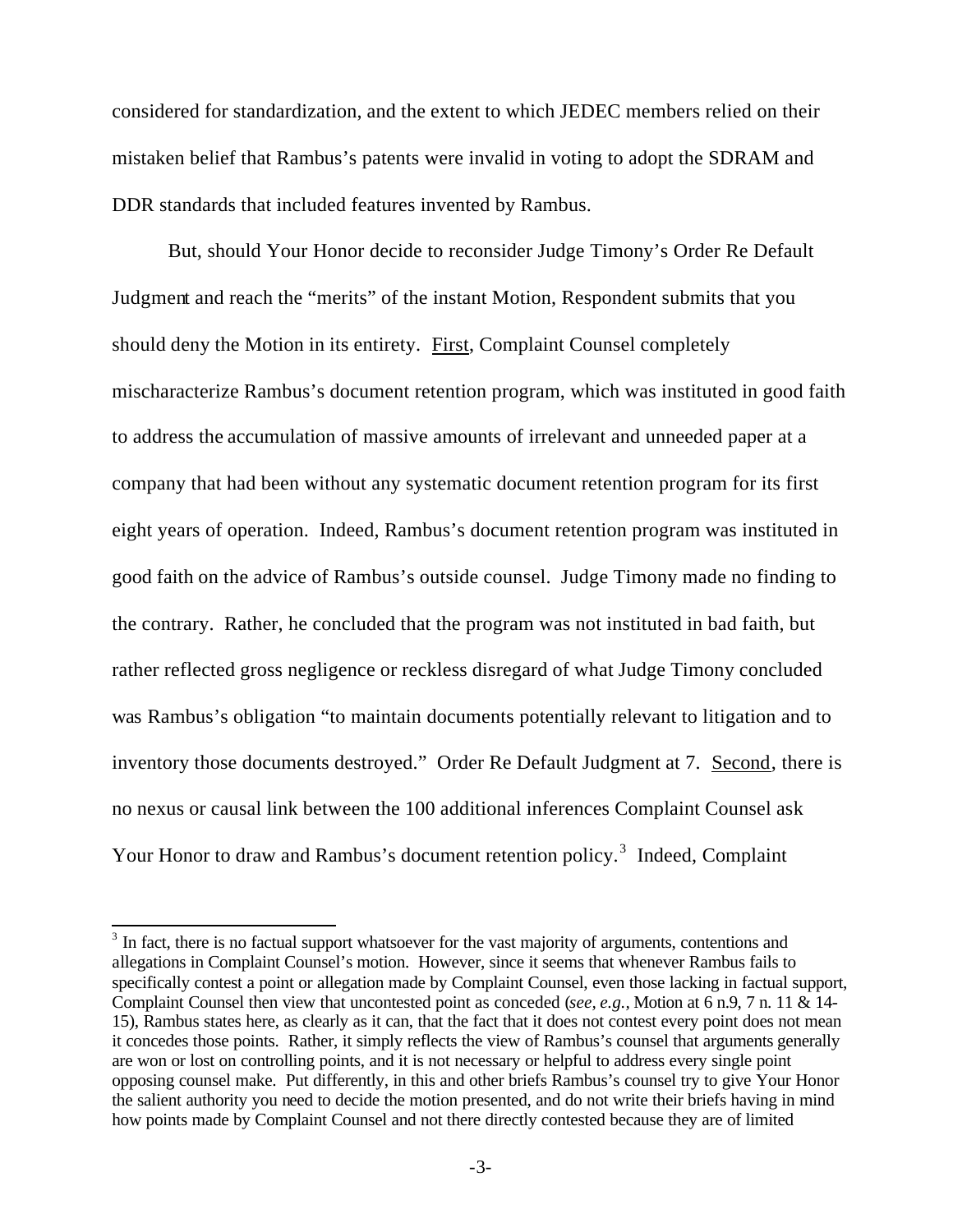considered for standardization, and the extent to which JEDEC members relied on their mistaken belief that Rambus's patents were invalid in voting to adopt the SDRAM and DDR standards that included features invented by Rambus.

But, should Your Honor decide to reconsider Judge Timony's Order Re Default Judgment and reach the "merits" of the instant Motion, Respondent submits that you should deny the Motion in its entirety. First, Complaint Counsel completely mischaracterize Rambus's document retention program, which was instituted in good faith to address the accumulation of massive amounts of irrelevant and unneeded paper at a company that had been without any systematic document retention program for its first eight years of operation. Indeed, Rambus's document retention program was instituted in good faith on the advice of Rambus's outside counsel. Judge Timony made no finding to the contrary. Rather, he concluded that the program was not instituted in bad faith, but rather reflected gross negligence or reckless disregard of what Judge Timony concluded was Rambus's obligation "to maintain documents potentially relevant to litigation and to inventory those documents destroyed." Order Re Default Judgment at 7. Second, there is no nexus or causal link between the 100 additional inferences Complaint Counsel ask Your Honor to draw and Rambus's document retention policy.[3] Indeed, Complaint

[3] In fact, there is no factual support whatsoever for the vast majority of arguments, contentions and allegations in Complaint Counsel's motion. However, since it seems that whenever Rambus fails to specifically contest a point or allegation made by Complaint Counsel, even those lacking in factual support, Complaint Counsel then view that uncontested point as conceded (*see, e.g.*, Motion at 6 n.9, 7 n. 11 & 14-15), Rambus states here, as clearly as it can, that the fact that it does not contest every point does not mean it concedes those points. Rather, it simply reflects the view of Rambus's counsel that arguments generally are won or lost on controlling points, and it is not necessary or helpful to address every single point opposing counsel make. Put differently, in this and other briefs Rambus's counsel try to give Your Honor the salient authority you need to decide the motion presented, and do not write their briefs having in mind how points made by Complaint Counsel and not there directly contested because they are of limited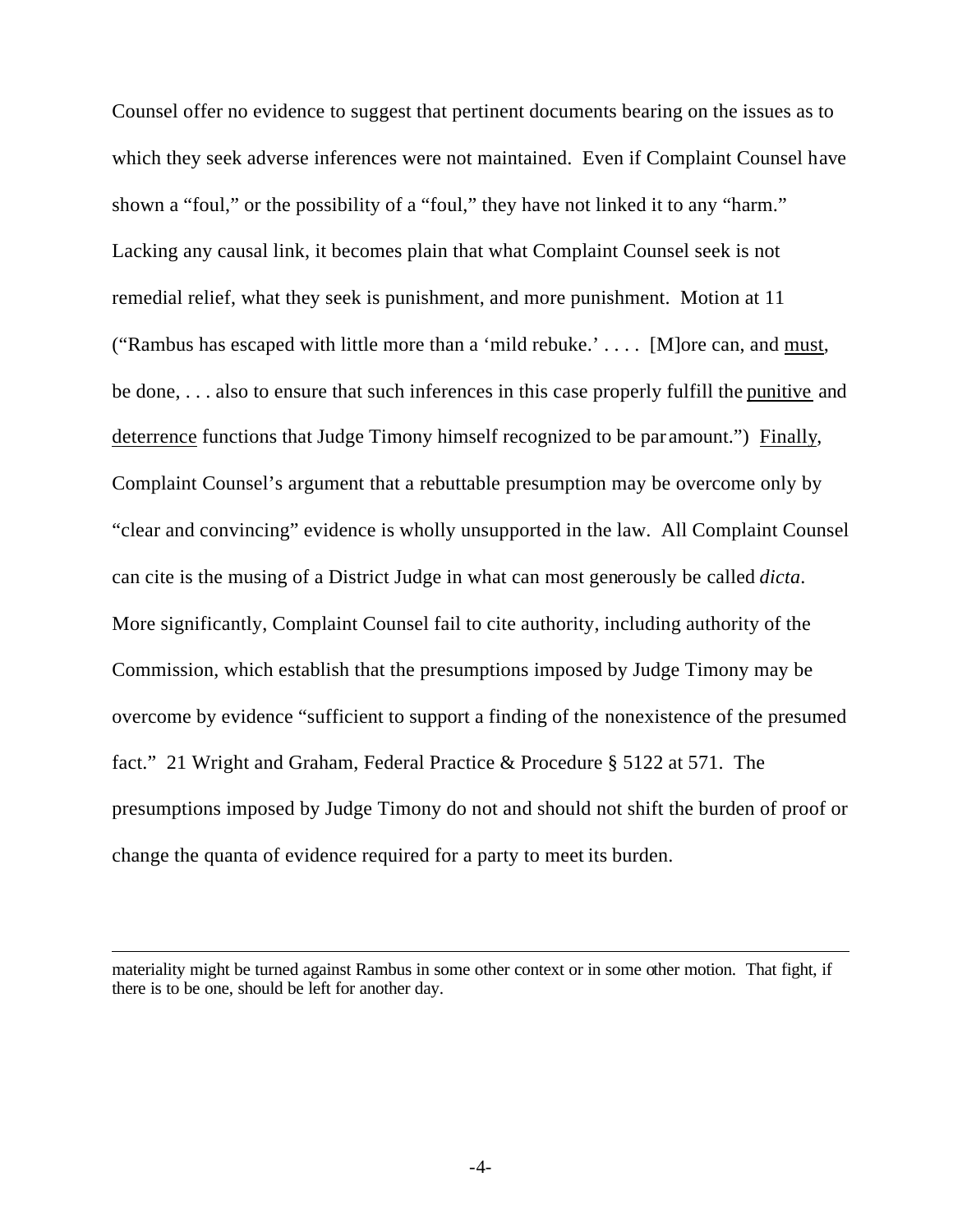Counsel offer no evidence to suggest that pertinent documents bearing on the issues as to which they seek adverse inferences were not maintained. Even if Complaint Counsel have shown a "foul," or the possibility of a "foul," they have not linked it to any "harm." Lacking any causal link, it becomes plain that what Complaint Counsel seek is not remedial relief, what they seek is punishment, and more punishment. Motion at 11 ("Rambus has escaped with little more than a 'mild rebuke.' . . . . [M]ore can, and <u>must</u>, be done, . . . also to ensure that such inferences in this case properly fulfill the <u>punitive</u> and <u>deterrence</u> functions that Judge Timony himself recognized to be paramount.") <u>Finally</u>, Complaint Counsel's argument that a rebuttable presumption may be overcome only by "clear and convincing" evidence is wholly unsupported in the law. All Complaint Counsel can cite is the musing of a District Judge in what can most generously be called *dicta*. More significantly, Complaint Counsel fail to cite authority, including authority of the Commission, which establish that the presumptions imposed by Judge Timony may be overcome by evidence "sufficient to support a finding of the nonexistence of the presumed fact." 21 Wright and Graham, Federal Practice & Procedure § 5122 at 571. The presumptions imposed by Judge Timony do not and should not shift the burden of proof or change the quanta of evidence required for a party to meet its burden.

---

materiality might be turned against Rambus in some other context or in some other motion. That fight, if there is to be one, should be left for another day.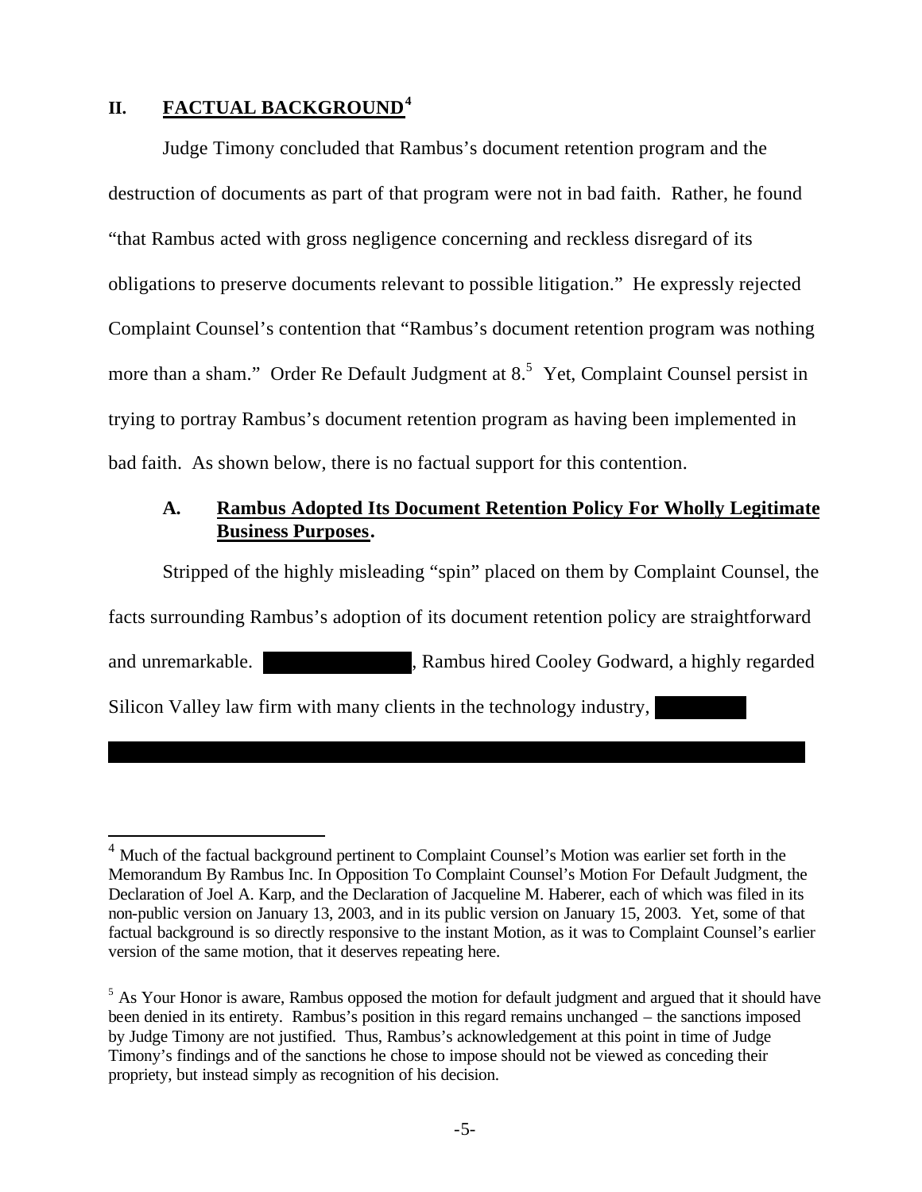## II. FACTUAL BACKGROUND[4]

Judge Timony concluded that Rambus's document retention program and the destruction of documents as part of that program were not in bad faith. Rather, he found "that Rambus acted with gross negligence concerning and reckless disregard of its obligations to preserve documents relevant to possible litigation." He expressly rejected Complaint Counsel's contention that "Rambus's document retention program was nothing more than a sham." Order Re Default Judgment at 8.[5] Yet, Complaint Counsel persist in trying to portray Rambus's document retention program as having been implemented in bad faith. As shown below, there is no factual support for this contention.

### A. Rambus Adopted Its Document Retention Policy For Wholly Legitimate Business Purposes.

Stripped of the highly misleading "spin" placed on them by Complaint Counsel, the facts surrounding Rambus's adoption of its document retention policy are straightforward and unremarkable. [REDACTED], Rambus hired Cooley Godward, a highly regarded Silicon Valley law firm with many clients in the technology industry, [REDACTED]

[REDACTED]

---

[4] Much of the factual background pertinent to Complaint Counsel's Motion was earlier set forth in the Memorandum By Rambus Inc. In Opposition To Complaint Counsel's Motion For Default Judgment, the Declaration of Joel A. Karp, and the Declaration of Jacqueline M. Haberer, each of which was filed in its non-public version on January 13, 2003, and in its public version on January 15, 2003. Yet, some of that factual background is so directly responsive to the instant Motion, as it was to Complaint Counsel's earlier version of the same motion, that it deserves repeating here.

[5] As Your Honor is aware, Rambus opposed the motion for default judgment and argued that it should have been denied in its entirety. Rambus's position in this regard remains unchanged – the sanctions imposed by Judge Timony are not justified. Thus, Rambus's acknowledgement at this point in time of Judge Timony's findings and of the sanctions he chose to impose should not be viewed as conceding their propriety, but instead simply as recognition of his decision.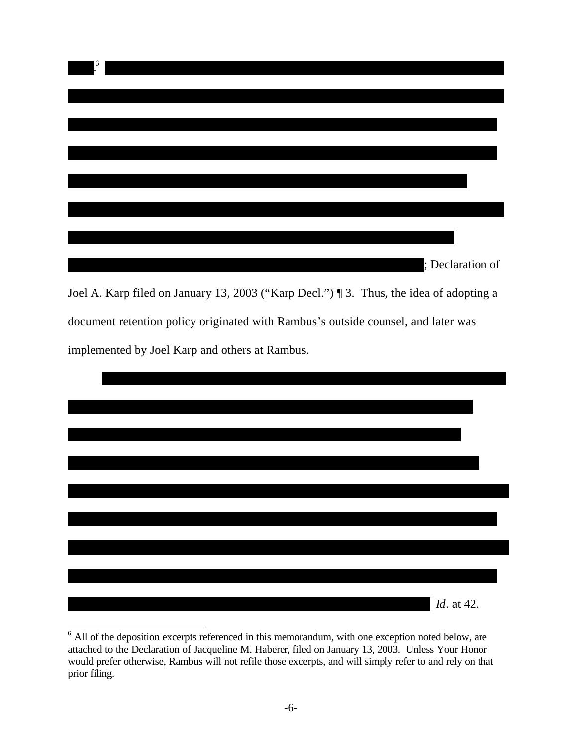.[6]

; Declaration of Joel A. Karp filed on January 13, 2003 ("Karp Decl.") ¶ 3. Thus, the idea of adopting a document retention policy originated with Rambus's outside counsel, and later was implemented by Joel Karp and others at Rambus.

*Id*. at 42.

[6] All of the deposition excerpts referenced in this memorandum, with one exception noted below, are attached to the Declaration of Jacqueline M. Haberer, filed on January 13, 2003. Unless Your Honor would prefer otherwise, Rambus will not refile those excerpts, and will simply refer to and rely on that prior filing.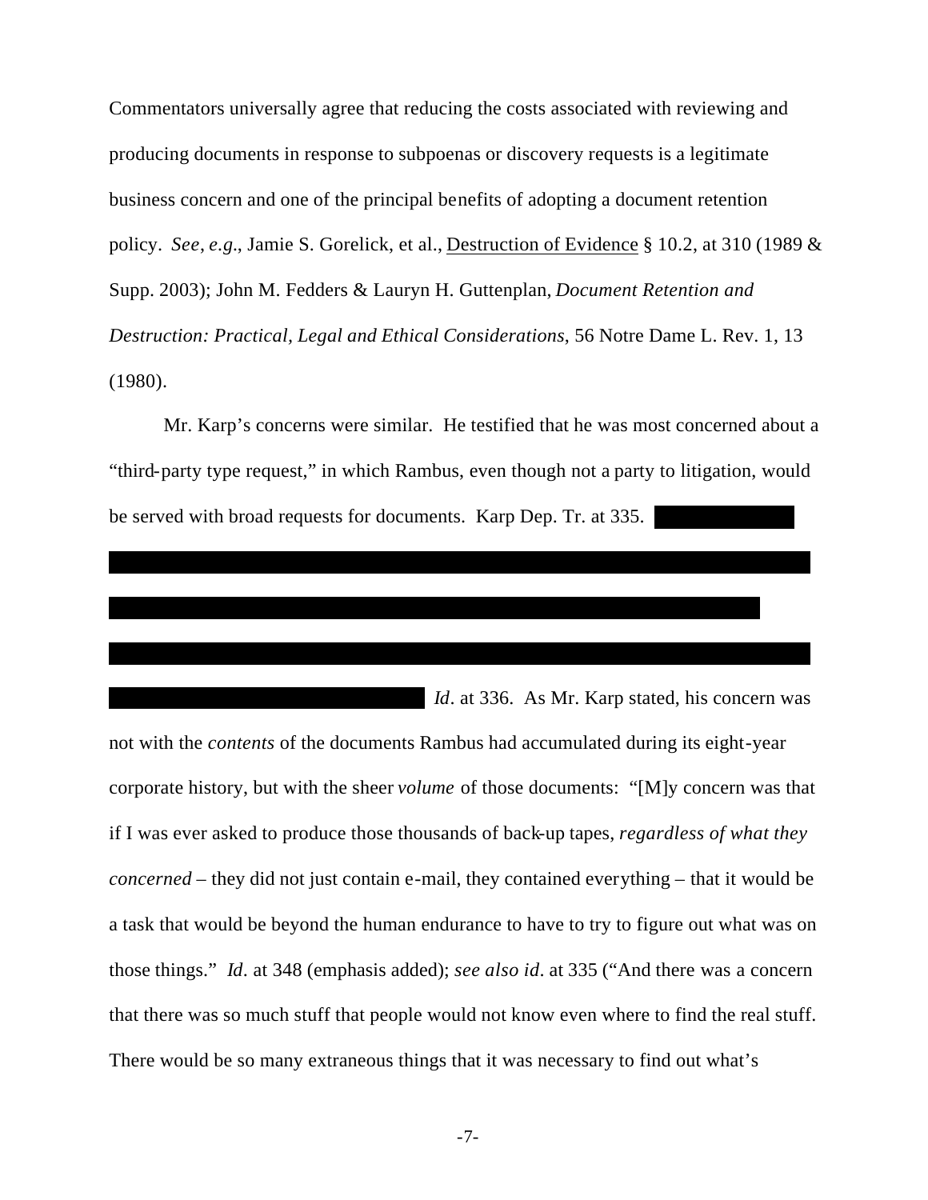Commentators universally agree that reducing the costs associated with reviewing and producing documents in response to subpoenas or discovery requests is a legitimate business concern and one of the principal benefits of adopting a document retention policy. *See, e.g.*, Jamie S. Gorelick, et al., Destruction of Evidence § 10.2, at 310 (1989 & Supp. 2003); John M. Fedders & Lauryn H. Guttenplan, *Document Retention and Destruction: Practical, Legal and Ethical Considerations*, 56 Notre Dame L. Rev. 1, 13 (1980).

Mr. Karp's concerns were similar. He testified that he was most concerned about a "third-party type request," in which Rambus, even though not a party to litigation, would be served with broad requests for documents. Karp Dep. Tr. at 335. [REDACTED] *Id*. at 336. As Mr. Karp stated, his concern was not with the *contents* of the documents Rambus had accumulated during its eight-year corporate history, but with the sheer *volume* of those documents: "[M]y concern was that if I was ever asked to produce those thousands of back-up tapes, *regardless of what they concerned* – they did not just contain e-mail, they contained everything – that it would be a task that would be beyond the human endurance to have to try to figure out what was on those things." *Id*. at 348 (emphasis added); *see also id*. at 335 ("And there was a concern that there was so much stuff that people would not know even where to find the real stuff. There would be so many extraneous things that it was necessary to find out what's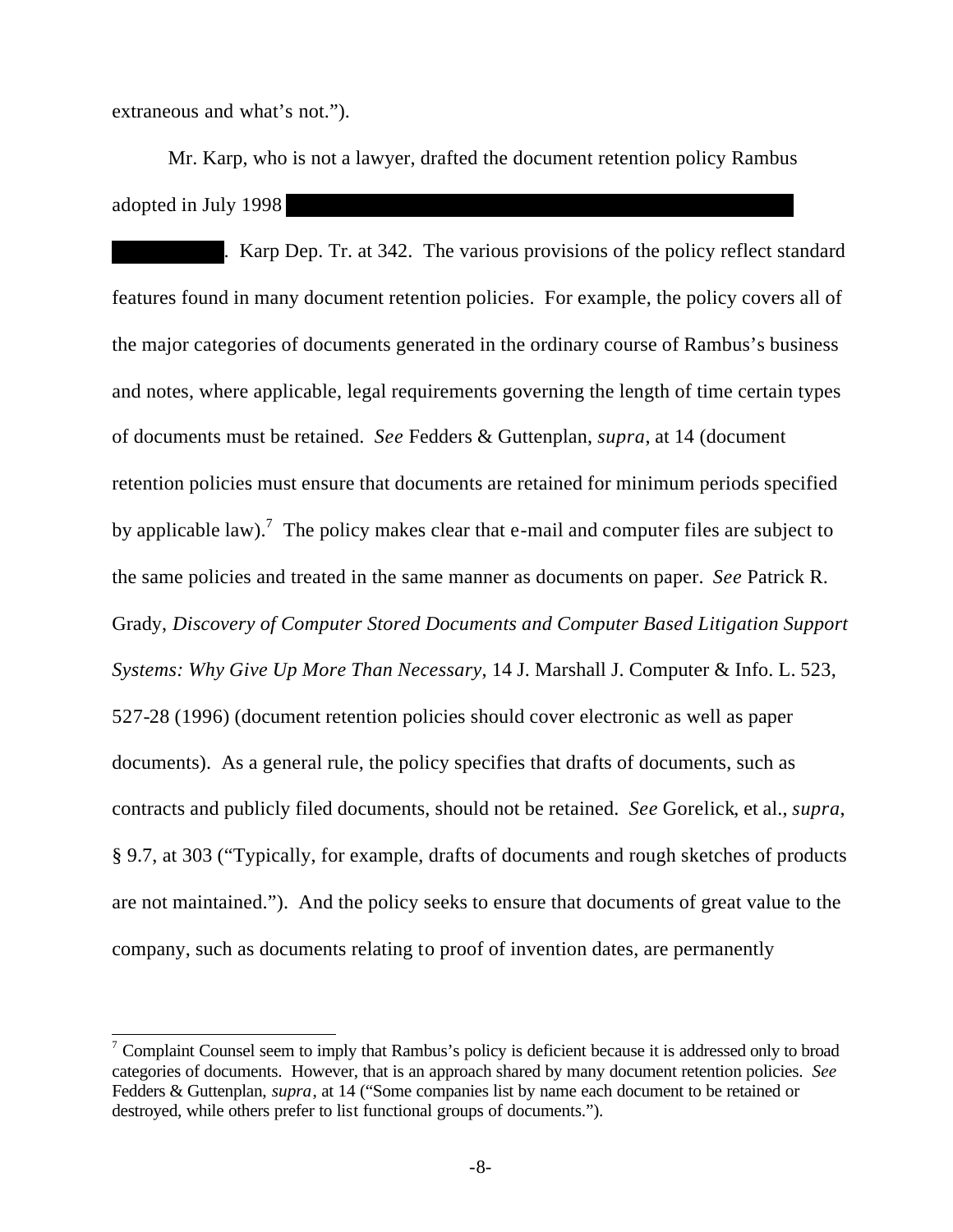extraneous and what's not.").

Mr. Karp, who is not a lawyer, drafted the document retention policy Rambus adopted in July 1998 . Karp Dep. Tr. at 342. The various provisions of the policy reflect standard features found in many document retention policies. For example, the policy covers all of the major categories of documents generated in the ordinary course of Rambus's business and notes, where applicable, legal requirements governing the length of time certain types of documents must be retained. *See* Fedders & Guttenplan, *supra*, at 14 (document retention policies must ensure that documents are retained for minimum periods specified by applicable law).[7] The policy makes clear that e-mail and computer files are subject to the same policies and treated in the same manner as documents on paper. *See* Patrick R. Grady, *Discovery of Computer Stored Documents and Computer Based Litigation Support Systems: Why Give Up More Than Necessary*, 14 J. Marshall J. Computer & Info. L. 523, 527-28 (1996) (document retention policies should cover electronic as well as paper documents). As a general rule, the policy specifies that drafts of documents, such as contracts and publicly filed documents, should not be retained. *See* Gorelick, et al., *supra*, § 9.7, at 303 ("Typically, for example, drafts of documents and rough sketches of products are not maintained."). And the policy seeks to ensure that documents of great value to the company, such as documents relating to proof of invention dates, are permanently

---

[7] Complaint Counsel seem to imply that Rambus's policy is deficient because it is addressed only to broad categories of documents. However, that is an approach shared by many document retention policies. *See* Fedders & Guttenplan, *supra*, at 14 ("Some companies list by name each document to be retained or destroyed, while others prefer to list functional groups of documents.").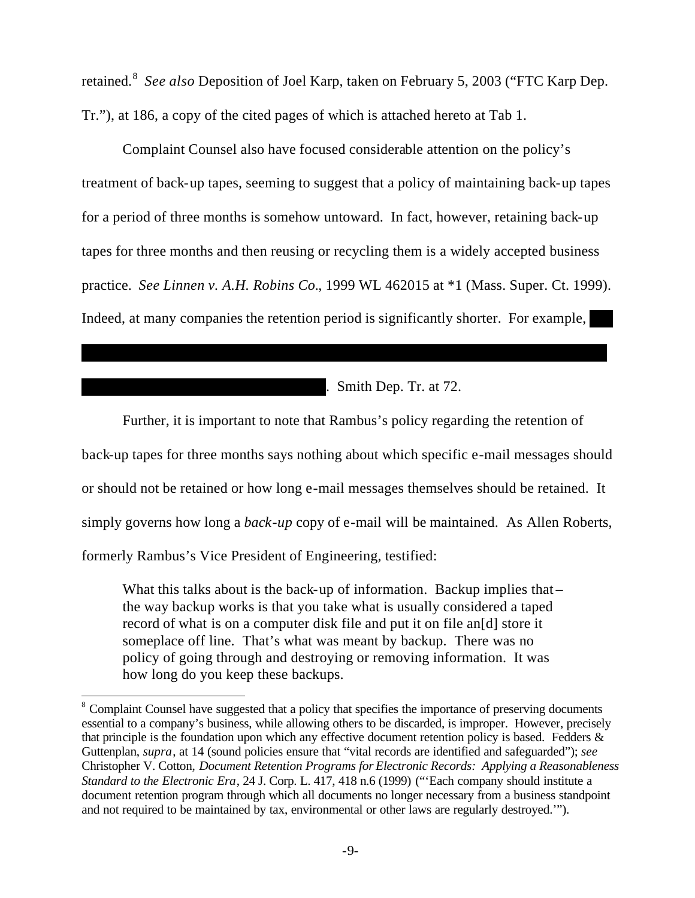retained.[8] *See also* Deposition of Joel Karp, taken on February 5, 2003 ("FTC Karp Dep. Tr."), at 186, a copy of the cited pages of which is attached hereto at Tab 1.

Complaint Counsel also have focused considerable attention on the policy's treatment of back-up tapes, seeming to suggest that a policy of maintaining back-up tapes for a period of three months is somehow untoward. In fact, however, retaining back-up tapes for three months and then reusing or recycling them is a widely accepted business practice. *See Linnen v. A.H. Robins Co.*, 1999 WL 462015 at *1 (Mass. Super. Ct. 1999). Indeed, at many companies the retention period is significantly shorter. For example, [REDACTED]

[REDACTED]. Smith Dep. Tr. at 72.

Further, it is important to note that Rambus's policy regarding the retention of back-up tapes for three months says nothing about which specific e-mail messages should or should not be retained or how long e-mail messages themselves should be retained. It simply governs how long a *back-up* copy of e-mail will be maintained. As Allen Roberts, formerly Rambus's Vice President of Engineering, testified:

> What this talks about is the back-up of information. Backup implies that – the way backup works is that you take what is usually considered a taped record of what is on a computer disk file and put it on file an[d] store it someplace off line. That's what was meant by backup. There was no policy of going through and destroying or removing information. It was how long do you keep these backups.

---

[8] Complaint Counsel have suggested that a policy that specifies the importance of preserving documents essential to a company's business, while allowing others to be discarded, is improper. However, precisely that principle is the foundation upon which any effective document retention policy is based. Fedders & Guttenplan, *supra*, at 14 (sound policies ensure that "vital records are identified and safeguarded"); *see* Christopher V. Cotton, *Document Retention Programs for Electronic Records: Applying a Reasonableness Standard to the Electronic Era*, 24 J. Corp. L. 417, 418 n.6 (1999) ("'Each company should institute a document retention program through which all documents no longer necessary from a business standpoint and not required to be maintained by tax, environmental or other laws are regularly destroyed.'").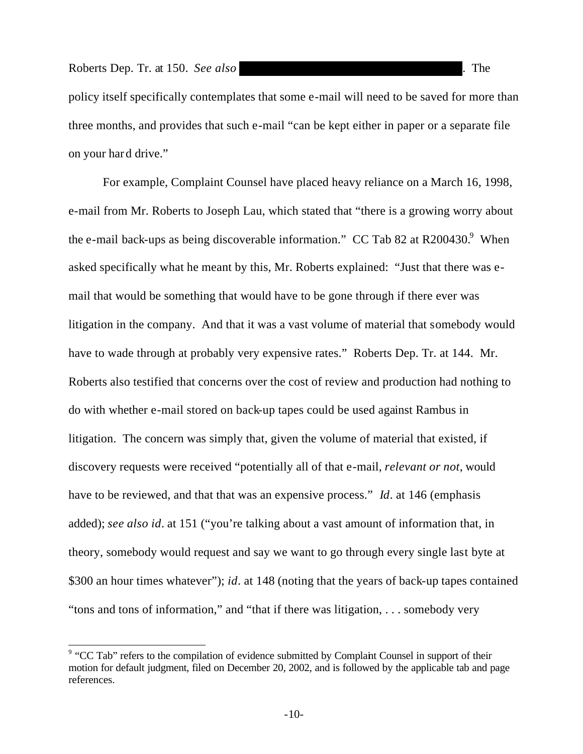Roberts Dep. Tr. at 150. *See also* ████████████████████████████. The policy itself specifically contemplates that some e-mail will need to be saved for more than three months, and provides that such e-mail "can be kept either in paper or a separate file on your hard drive."

For example, Complaint Counsel have placed heavy reliance on a March 16, 1998, e-mail from Mr. Roberts to Joseph Lau, which stated that "there is a growing worry about the e-mail back-ups as being discoverable information." CC Tab 82 at R200430.[9] When asked specifically what he meant by this, Mr. Roberts explained: "Just that there was e-mail that would be something that would have to be gone through if there ever was litigation in the company. And that it was a vast volume of material that somebody would have to wade through at probably very expensive rates." Roberts Dep. Tr. at 144. Mr. Roberts also testified that concerns over the cost of review and production had nothing to do with whether e-mail stored on back-up tapes could be used against Rambus in litigation. The concern was simply that, given the volume of material that existed, if discovery requests were received "potentially all of that e-mail, *relevant or not*, would have to be reviewed, and that that was an expensive process." *Id*. at 146 (emphasis added); *see also id*. at 151 ("you're talking about a vast amount of information that, in theory, somebody would request and say we want to go through every single last byte at $300 an hour times whatever"); *id*. at 148 (noting that the years of back-up tapes contained "tons and tons of information," and "that if there was litigation, . . . somebody very

---

[9] "CC Tab" refers to the compilation of evidence submitted by Complaint Counsel in support of their motion for default judgment, filed on December 20, 2002, and is followed by the applicable tab and page references.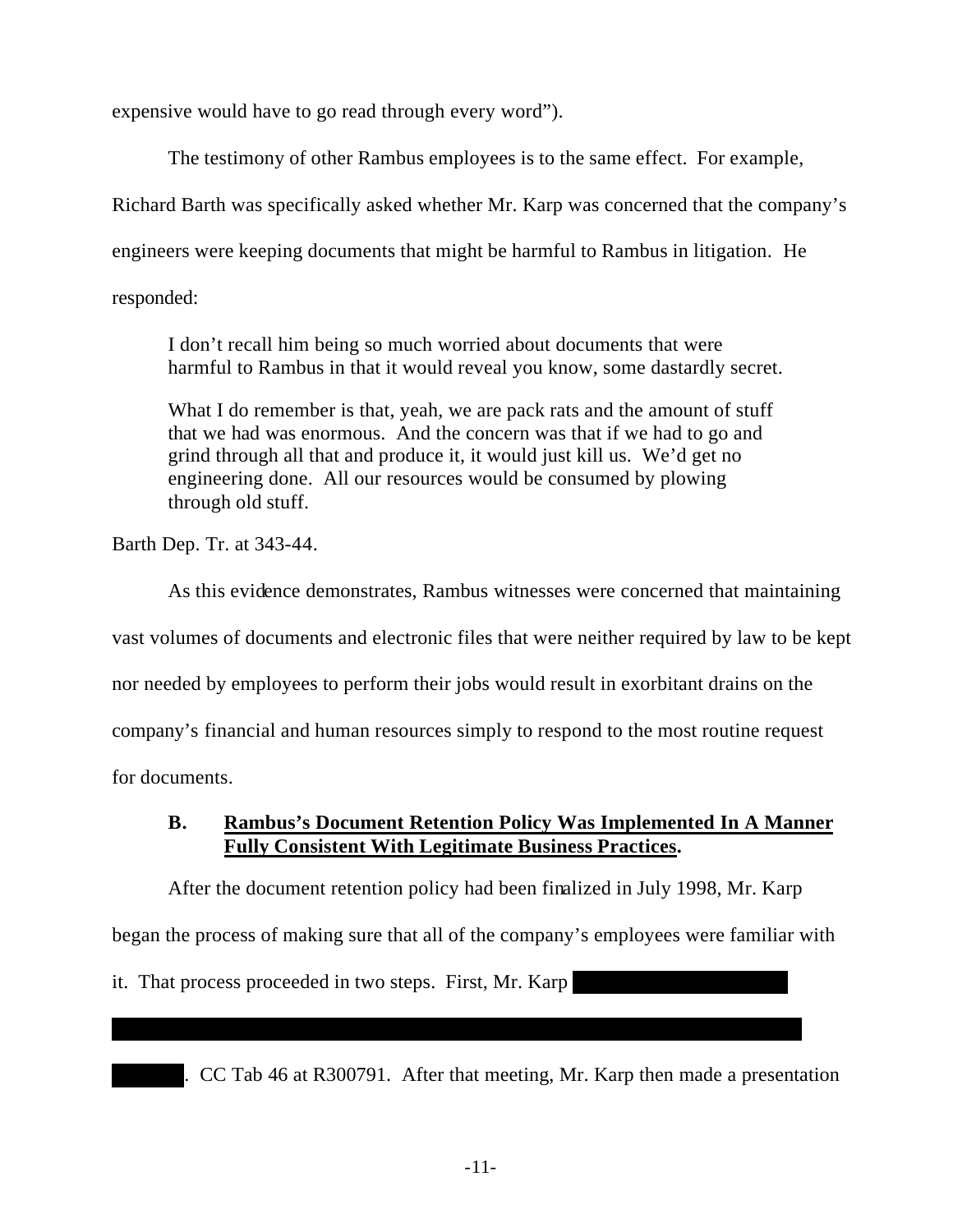expensive would have to go read through every word").

The testimony of other Rambus employees is to the same effect. For example, Richard Barth was specifically asked whether Mr. Karp was concerned that the company's engineers were keeping documents that might be harmful to Rambus in litigation. He responded:

> I don't recall him being so much worried about documents that were harmful to Rambus in that it would reveal you know, some dastardly secret.
>
> What I do remember is that, yeah, we are pack rats and the amount of stuff that we had was enormous. And the concern was that if we had to go and grind through all that and produce it, it would just kill us. We'd get no engineering done. All our resources would be consumed by plowing through old stuff.

Barth Dep. Tr. at 343-44.

As this evidence demonstrates, Rambus witnesses were concerned that maintaining vast volumes of documents and electronic files that were neither required by law to be kept nor needed by employees to perform their jobs would result in exorbitant drains on the company's financial and human resources simply to respond to the most routine request for documents.

### B. Rambus's Document Retention Policy Was Implemented In A Manner Fully Consistent With Legitimate Business Practices.

After the document retention policy had been finalized in July 1998, Mr. Karp began the process of making sure that all of the company's employees were familiar with it. That process proceeded in two steps. First, Mr. Karp [REDACTED]

[REDACTED]

[REDACTED]. CC Tab 46 at R300791. After that meeting, Mr. Karp then made a presentation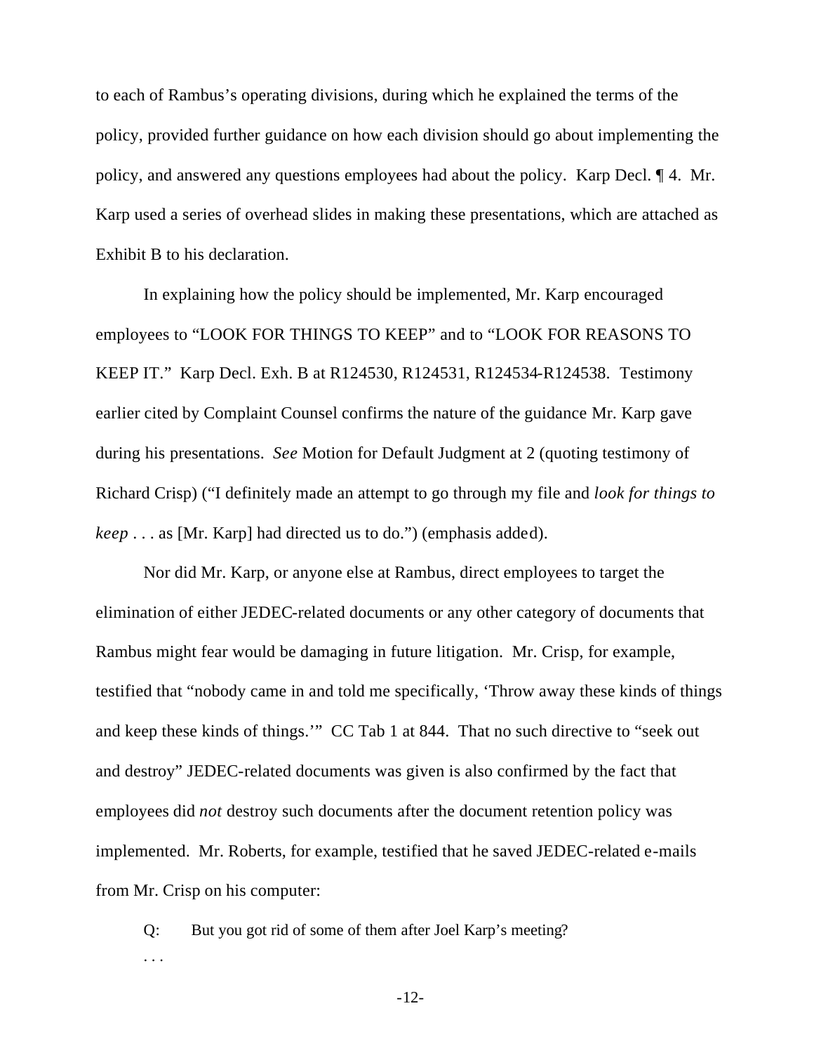to each of Rambus's operating divisions, during which he explained the terms of the policy, provided further guidance on how each division should go about implementing the policy, and answered any questions employees had about the policy. Karp Decl. ¶ 4. Mr. Karp used a series of overhead slides in making these presentations, which are attached as Exhibit B to his declaration.

In explaining how the policy should be implemented, Mr. Karp encouraged employees to "LOOK FOR THINGS TO KEEP" and to "LOOK FOR REASONS TO KEEP IT." Karp Decl. Exh. B at R124530, R124531, R124534-R124538. Testimony earlier cited by Complaint Counsel confirms the nature of the guidance Mr. Karp gave during his presentations. *See* Motion for Default Judgment at 2 (quoting testimony of Richard Crisp) ("I definitely made an attempt to go through my file and *look for things to keep* . . . as [Mr. Karp] had directed us to do.") (emphasis added).

Nor did Mr. Karp, or anyone else at Rambus, direct employees to target the elimination of either JEDEC-related documents or any other category of documents that Rambus might fear would be damaging in future litigation. Mr. Crisp, for example, testified that "nobody came in and told me specifically, 'Throw away these kinds of things and keep these kinds of things.'" CC Tab 1 at 844. That no such directive to "seek out and destroy" JEDEC-related documents was given is also confirmed by the fact that employees did *not* destroy such documents after the document retention policy was implemented. Mr. Roberts, for example, testified that he saved JEDEC-related e-mails from Mr. Crisp on his computer:

> Q: But you got rid of some of them after Joel Karp's meeting?
>
> . . .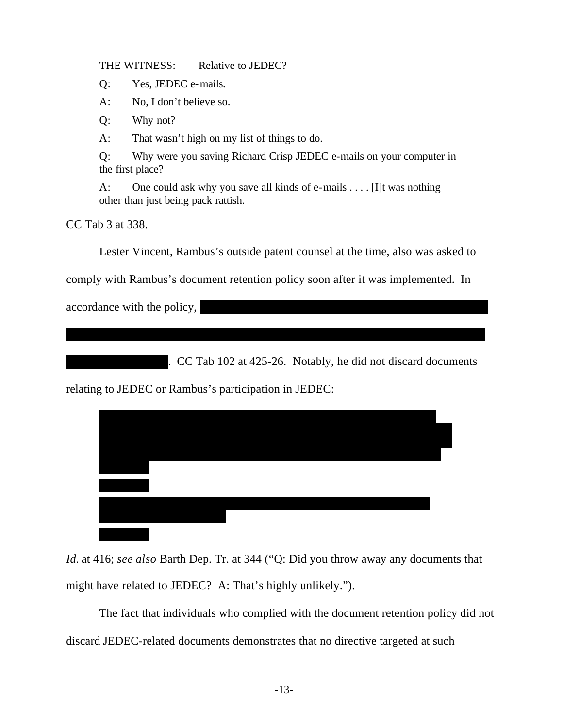THE WITNESS: Relative to JEDEC?

Q: Yes, JEDEC e-mails.

A: No, I don't believe so.

Q: Why not?

A: That wasn't high on my list of things to do.

Q: Why were you saving Richard Crisp JEDEC e-mails on your computer in the first place?

A: One could ask why you save all kinds of e-mails . . . . [I]t was nothing other than just being pack rattish.

CC Tab 3 at 338.

Lester Vincent, Rambus's outside patent counsel at the time, also was asked to comply with Rambus's document retention policy soon after it was implemented. In accordance with the policy, [REDACTED]. CC Tab 102 at 425-26. Notably, he did not discard documents relating to JEDEC or Rambus's participation in JEDEC:

[REDACTED]

*Id.* at 416; *see also* Barth Dep. Tr. at 344 ("Q: Did you throw away any documents that might have related to JEDEC? A: That's highly unlikely.").

The fact that individuals who complied with the document retention policy did not discard JEDEC-related documents demonstrates that no directive targeted at such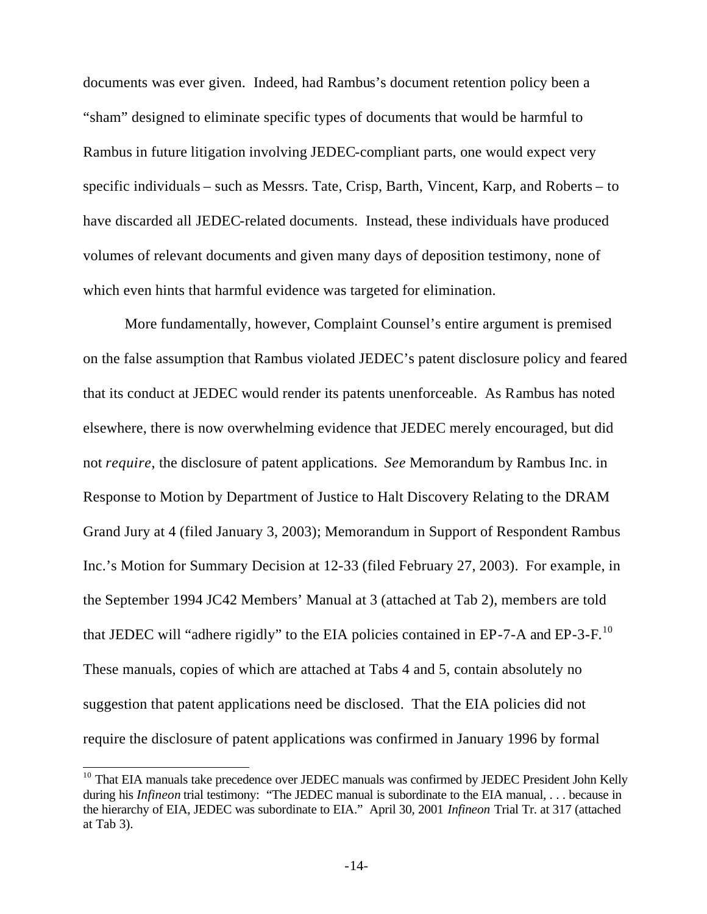documents was ever given. Indeed, had Rambus's document retention policy been a "sham" designed to eliminate specific types of documents that would be harmful to Rambus in future litigation involving JEDEC-compliant parts, one would expect very specific individuals – such as Messrs. Tate, Crisp, Barth, Vincent, Karp, and Roberts – to have discarded all JEDEC-related documents. Instead, these individuals have produced volumes of relevant documents and given many days of deposition testimony, none of which even hints that harmful evidence was targeted for elimination.

More fundamentally, however, Complaint Counsel's entire argument is premised on the false assumption that Rambus violated JEDEC's patent disclosure policy and feared that its conduct at JEDEC would render its patents unenforceable. As Rambus has noted elsewhere, there is now overwhelming evidence that JEDEC merely encouraged, but did not *require*, the disclosure of patent applications. *See* Memorandum by Rambus Inc. in Response to Motion by Department of Justice to Halt Discovery Relating to the DRAM Grand Jury at 4 (filed January 3, 2003); Memorandum in Support of Respondent Rambus Inc.'s Motion for Summary Decision at 12-33 (filed February 27, 2003). For example, in the September 1994 JC42 Members' Manual at 3 (attached at Tab 2), members are told that JEDEC will "adhere rigidly" to the EIA policies contained in EP-7-A and EP-3-F.[10] These manuals, copies of which are attached at Tabs 4 and 5, contain absolutely no suggestion that patent applications need be disclosed. That the EIA policies did not require the disclosure of patent applications was confirmed in January 1996 by formal

[10] That EIA manuals take precedence over JEDEC manuals was confirmed by JEDEC President John Kelly during his *Infineon* trial testimony: "The JEDEC manual is subordinate to the EIA manual, . . . because in the hierarchy of EIA, JEDEC was subordinate to EIA." April 30, 2001 *Infineon* Trial Tr. at 317 (attached at Tab 3).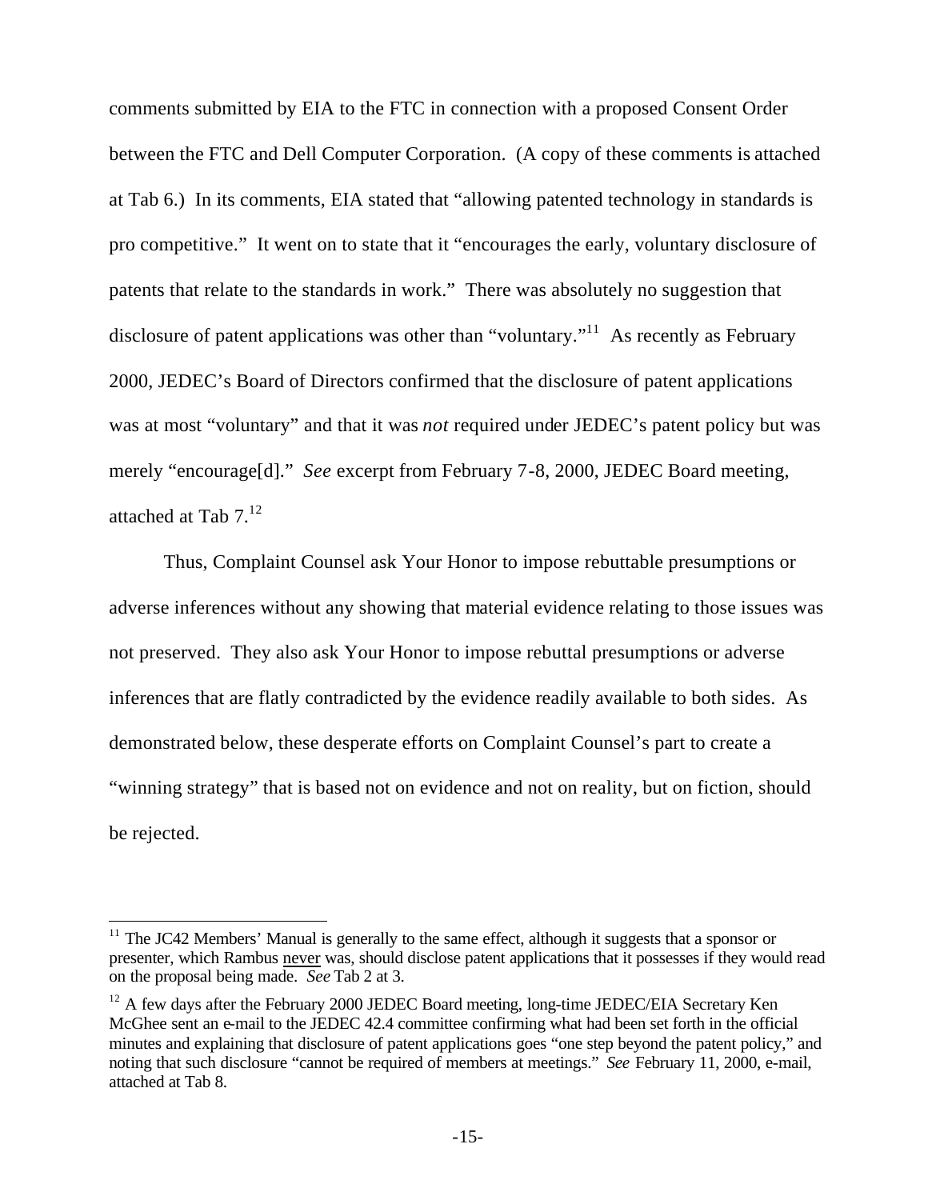comments submitted by EIA to the FTC in connection with a proposed Consent Order between the FTC and Dell Computer Corporation. (A copy of these comments is attached at Tab 6.) In its comments, EIA stated that "allowing patented technology in standards is pro competitive." It went on to state that it "encourages the early, voluntary disclosure of patents that relate to the standards in work." There was absolutely no suggestion that disclosure of patent applications was other than "voluntary."[11] As recently as February 2000, JEDEC's Board of Directors confirmed that the disclosure of patent applications was at most "voluntary" and that it was *not* required under JEDEC's patent policy but was merely "encourage[d]." *See* excerpt from February 7-8, 2000, JEDEC Board meeting, attached at Tab 7.[12]

Thus, Complaint Counsel ask Your Honor to impose rebuttable presumptions or adverse inferences without any showing that material evidence relating to those issues was not preserved. They also ask Your Honor to impose rebuttal presumptions or adverse inferences that are flatly contradicted by the evidence readily available to both sides. As demonstrated below, these desperate efforts on Complaint Counsel's part to create a "winning strategy" that is based not on evidence and not on reality, but on fiction, should be rejected.

---

[11] The JC42 Members' Manual is generally to the same effect, although it suggests that a sponsor or presenter, which Rambus never was, should disclose patent applications that it possesses if they would read on the proposal being made. *See* Tab 2 at 3.

[12] A few days after the February 2000 JEDEC Board meeting, long-time JEDEC/EIA Secretary Ken McGhee sent an e-mail to the JEDEC 42.4 committee confirming what had been set forth in the official minutes and explaining that disclosure of patent applications goes "one step beyond the patent policy," and noting that such disclosure "cannot be required of members at meetings." *See* February 11, 2000, e-mail, attached at Tab 8.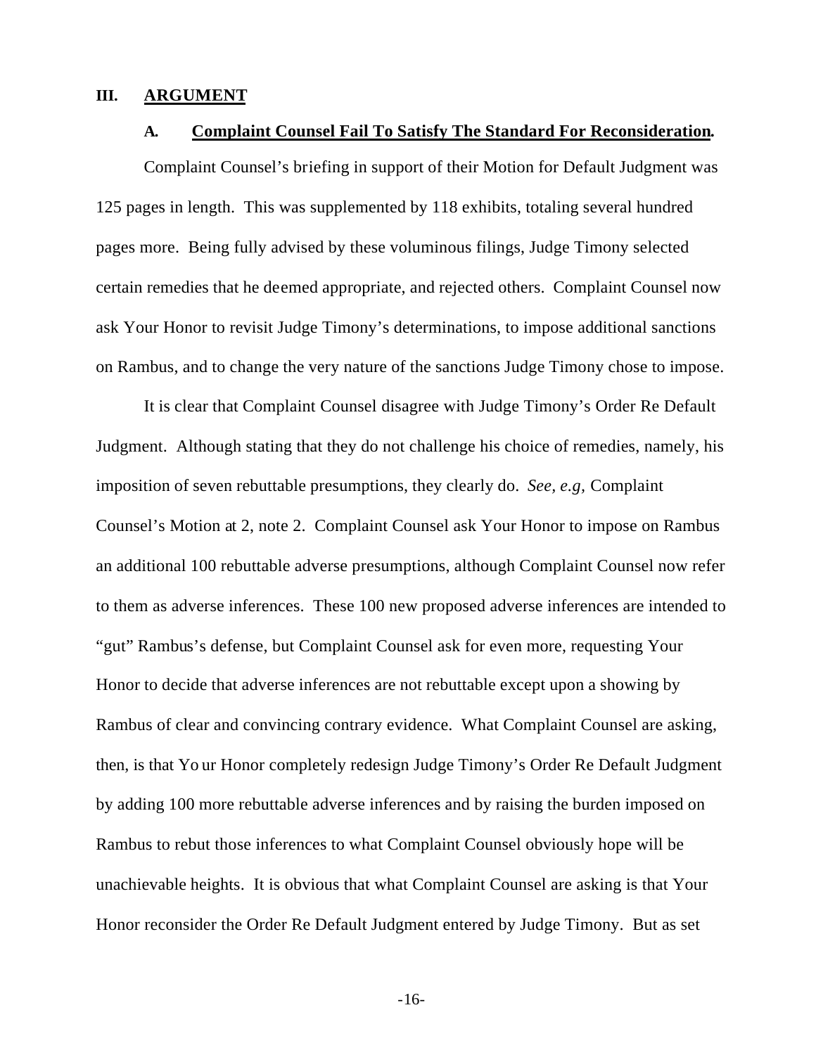## III. ARGUMENT

### A. Complaint Counsel Fail To Satisfy The Standard For Reconsideration.

Complaint Counsel's briefing in support of their Motion for Default Judgment was 125 pages in length. This was supplemented by 118 exhibits, totaling several hundred pages more. Being fully advised by these voluminous filings, Judge Timony selected certain remedies that he deemed appropriate, and rejected others. Complaint Counsel now ask Your Honor to revisit Judge Timony's determinations, to impose additional sanctions on Rambus, and to change the very nature of the sanctions Judge Timony chose to impose.

It is clear that Complaint Counsel disagree with Judge Timony's Order Re Default Judgment. Although stating that they do not challenge his choice of remedies, namely, his imposition of seven rebuttable presumptions, they clearly do. *See, e.g*, Complaint Counsel's Motion at 2, note 2. Complaint Counsel ask Your Honor to impose on Rambus an additional 100 rebuttable adverse presumptions, although Complaint Counsel now refer to them as adverse inferences. These 100 new proposed adverse inferences are intended to "gut" Rambus's defense, but Complaint Counsel ask for even more, requesting Your Honor to decide that adverse inferences are not rebuttable except upon a showing by Rambus of clear and convincing contrary evidence. What Complaint Counsel are asking, then, is that Your Honor completely redesign Judge Timony's Order Re Default Judgment by adding 100 more rebuttable adverse inferences and by raising the burden imposed on Rambus to rebut those inferences to what Complaint Counsel obviously hope will be unachievable heights. It is obvious that what Complaint Counsel are asking is that Your Honor reconsider the Order Re Default Judgment entered by Judge Timony. But as set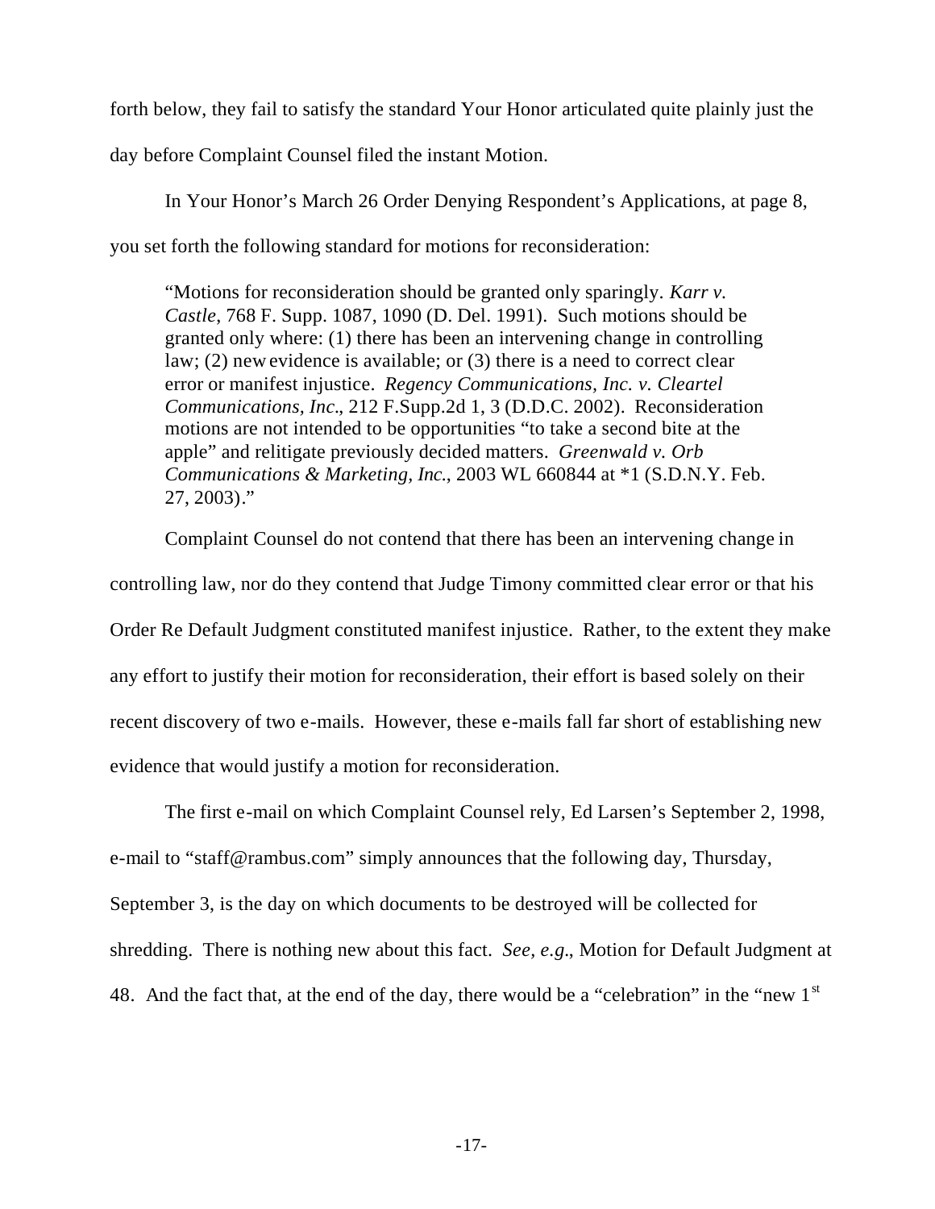forth below, they fail to satisfy the standard Your Honor articulated quite plainly just the day before Complaint Counsel filed the instant Motion.

In Your Honor's March 26 Order Denying Respondent's Applications, at page 8, you set forth the following standard for motions for reconsideration:

> "Motions for reconsideration should be granted only sparingly. *Karr v. Castle*, 768 F. Supp. 1087, 1090 (D. Del. 1991). Such motions should be granted only where: (1) there has been an intervening change in controlling law; (2) new evidence is available; or (3) there is a need to correct clear error or manifest injustice. *Regency Communications, Inc. v. Cleartel Communications, Inc*., 212 F.Supp.2d 1, 3 (D.D.C. 2002). Reconsideration motions are not intended to be opportunities "to take a second bite at the apple" and relitigate previously decided matters. *Greenwald v. Orb Communications & Marketing, Inc.*, 2003 WL 660844 at *1 (S.D.N.Y. Feb. 27, 2003)."

Complaint Counsel do not contend that there has been an intervening change in controlling law, nor do they contend that Judge Timony committed clear error or that his Order Re Default Judgment constituted manifest injustice. Rather, to the extent they make any effort to justify their motion for reconsideration, their effort is based solely on their recent discovery of two e-mails. However, these e-mails fall far short of establishing new evidence that would justify a motion for reconsideration.

The first e-mail on which Complaint Counsel rely, Ed Larsen's September 2, 1998, e-mail to "staff@rambus.com" simply announces that the following day, Thursday, September 3, is the day on which documents to be destroyed will be collected for shredding. There is nothing new about this fact. *See, e.g*., Motion for Default Judgment at 48. And the fact that, at the end of the day, there would be a "celebration" in the "new 1st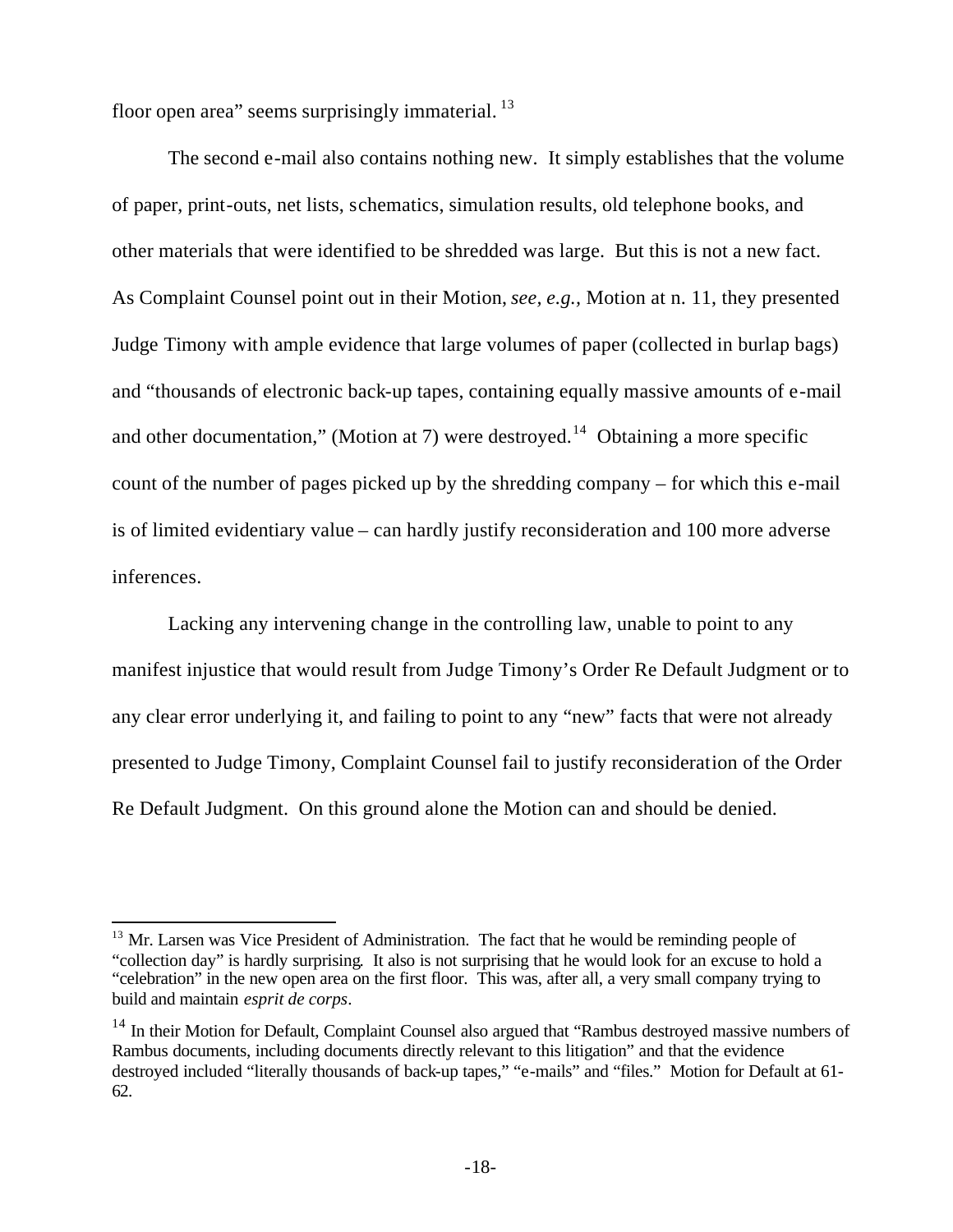floor open area" seems surprisingly immaterial.[13]

The second e-mail also contains nothing new. It simply establishes that the volume of paper, print-outs, net lists, schematics, simulation results, old telephone books, and other materials that were identified to be shredded was large. But this is not a new fact. As Complaint Counsel point out in their Motion, *see, e.g.*, Motion at n. 11, they presented Judge Timony with ample evidence that large volumes of paper (collected in burlap bags) and "thousands of electronic back-up tapes, containing equally massive amounts of e-mail and other documentation," (Motion at 7) were destroyed.[14] Obtaining a more specific count of the number of pages picked up by the shredding company – for which this e-mail is of limited evidentiary value – can hardly justify reconsideration and 100 more adverse inferences.

Lacking any intervening change in the controlling law, unable to point to any manifest injustice that would result from Judge Timony's Order Re Default Judgment or to any clear error underlying it, and failing to point to any "new" facts that were not already presented to Judge Timony, Complaint Counsel fail to justify reconsideration of the Order Re Default Judgment. On this ground alone the Motion can and should be denied.

---

[13] Mr. Larsen was Vice President of Administration. The fact that he would be reminding people of "collection day" is hardly surprising. It also is not surprising that he would look for an excuse to hold a "celebration" in the new open area on the first floor. This was, after all, a very small company trying to build and maintain *esprit de corps*.

[14] In their Motion for Default, Complaint Counsel also argued that "Rambus destroyed massive numbers of Rambus documents, including documents directly relevant to this litigation" and that the evidence destroyed included "literally thousands of back-up tapes," "e-mails" and "files." Motion for Default at 61-62.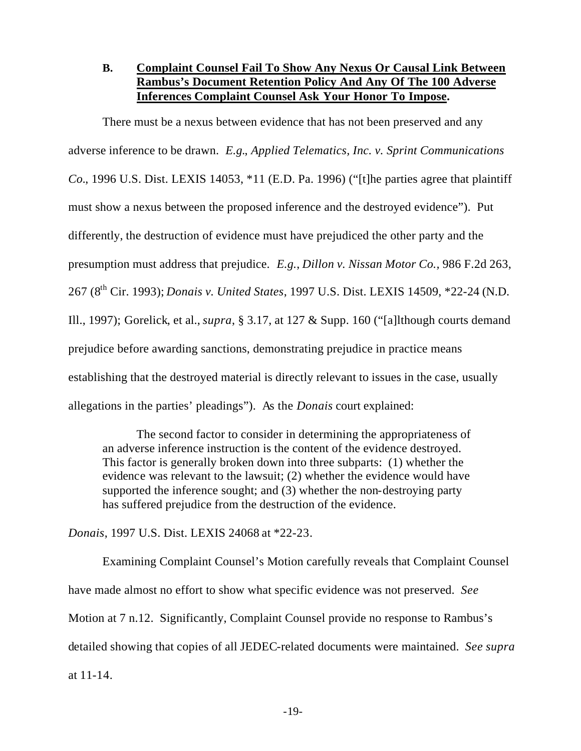### B. **Complaint Counsel Fail To Show Any Nexus Or Causal Link Between Rambus's Document Retention Policy And Any Of The 100 Adverse Inferences Complaint Counsel Ask Your Honor To Impose.**

There must be a nexus between evidence that has not been preserved and any adverse inference to be drawn. *E.g*., *Applied Telematics, Inc. v. Sprint Communications Co*., 1996 U.S. Dist. LEXIS 14053, *11 (E.D. Pa. 1996) ("[t]he parties agree that plaintiff must show a nexus between the proposed inference and the destroyed evidence"). Put differently, the destruction of evidence must have prejudiced the other party and the presumption must address that prejudice. *E.g.*, *Dillon v. Nissan Motor Co.*, 986 F.2d 263, 267 (8th Cir. 1993); *Donais v. United States*, 1997 U.S. Dist. LEXIS 14509, *22-24 (N.D. Ill., 1997); Gorelick, et al., *supra*, § 3.17, at 127 & Supp. 160 ("[a]lthough courts demand prejudice before awarding sanctions, demonstrating prejudice in practice means establishing that the destroyed material is directly relevant to issues in the case, usually allegations in the parties' pleadings"). As the *Donais* court explained:

> The second factor to consider in determining the appropriateness of an adverse inference instruction is the content of the evidence destroyed. This factor is generally broken down into three subparts: (1) whether the evidence was relevant to the lawsuit; (2) whether the evidence would have supported the inference sought; and (3) whether the non-destroying party has suffered prejudice from the destruction of the evidence.

*Donais*, 1997 U.S. Dist. LEXIS 24068 at *22-23.

Examining Complaint Counsel's Motion carefully reveals that Complaint Counsel have made almost no effort to show what specific evidence was not preserved. *See* Motion at 7 n.12. Significantly, Complaint Counsel provide no response to Rambus's detailed showing that copies of all JEDEC-related documents were maintained. *See supra* at 11-14.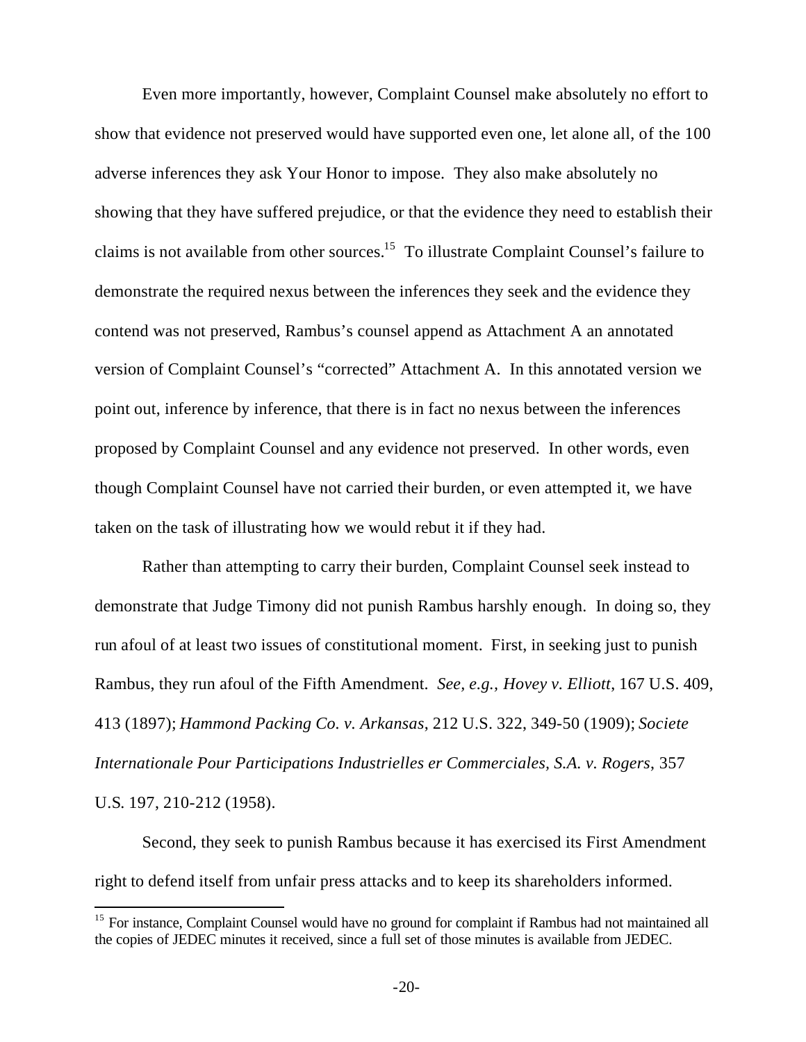Even more importantly, however, Complaint Counsel make absolutely no effort to show that evidence not preserved would have supported even one, let alone all, of the 100 adverse inferences they ask Your Honor to impose. They also make absolutely no showing that they have suffered prejudice, or that the evidence they need to establish their claims is not available from other sources.[15] To illustrate Complaint Counsel's failure to demonstrate the required nexus between the inferences they seek and the evidence they contend was not preserved, Rambus's counsel append as Attachment A an annotated version of Complaint Counsel's "corrected" Attachment A. In this annotated version we point out, inference by inference, that there is in fact no nexus between the inferences proposed by Complaint Counsel and any evidence not preserved. In other words, even though Complaint Counsel have not carried their burden, or even attempted it, we have taken on the task of illustrating how we would rebut it if they had.

Rather than attempting to carry their burden, Complaint Counsel seek instead to demonstrate that Judge Timony did not punish Rambus harshly enough. In doing so, they run afoul of at least two issues of constitutional moment. First, in seeking just to punish Rambus, they run afoul of the Fifth Amendment. *See, e.g., Hovey v. Elliott*, 167 U.S. 409, 413 (1897); *Hammond Packing Co. v. Arkansas*, 212 U.S. 322, 349-50 (1909); *Societe Internationale Pour Participations Industrielles er Commerciales, S.A. v. Rogers*, 357 U.S. 197, 210-212 (1958).

Second, they seek to punish Rambus because it has exercised its First Amendment right to defend itself from unfair press attacks and to keep its shareholders informed.

---

[15] For instance, Complaint Counsel would have no ground for complaint if Rambus had not maintained all the copies of JEDEC minutes it received, since a full set of those minutes is available from JEDEC.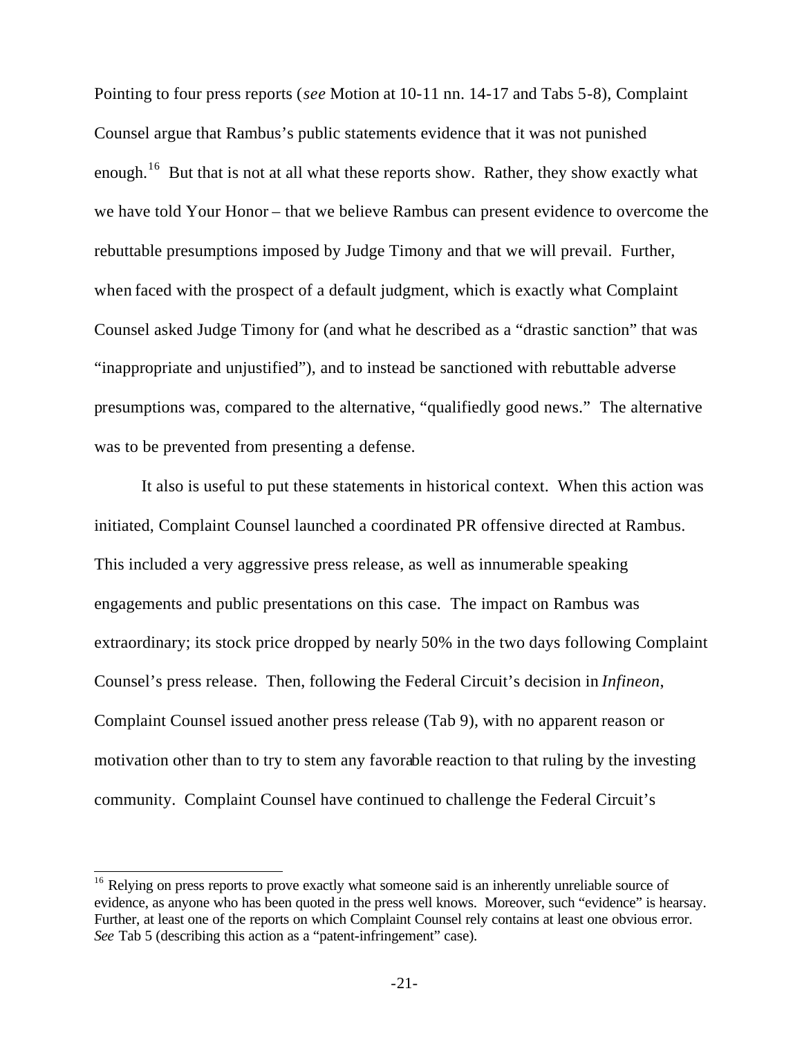Pointing to four press reports (*see* Motion at 10-11 nn. 14-17 and Tabs 5-8), Complaint Counsel argue that Rambus's public statements evidence that it was not punished enough.[16] But that is not at all what these reports show. Rather, they show exactly what we have told Your Honor – that we believe Rambus can present evidence to overcome the rebuttable presumptions imposed by Judge Timony and that we will prevail. Further, when faced with the prospect of a default judgment, which is exactly what Complaint Counsel asked Judge Timony for (and what he described as a "drastic sanction" that was "inappropriate and unjustified"), and to instead be sanctioned with rebuttable adverse presumptions was, compared to the alternative, "qualifiedly good news." The alternative was to be prevented from presenting a defense.

It also is useful to put these statements in historical context. When this action was initiated, Complaint Counsel launched a coordinated PR offensive directed at Rambus. This included a very aggressive press release, as well as innumerable speaking engagements and public presentations on this case. The impact on Rambus was extraordinary; its stock price dropped by nearly 50% in the two days following Complaint Counsel's press release. Then, following the Federal Circuit's decision in *Infineon*, Complaint Counsel issued another press release (Tab 9), with no apparent reason or motivation other than to try to stem any favorable reaction to that ruling by the investing community. Complaint Counsel have continued to challenge the Federal Circuit's

---

[16] Relying on press reports to prove exactly what someone said is an inherently unreliable source of evidence, as anyone who has been quoted in the press well knows. Moreover, such "evidence" is hearsay. Further, at least one of the reports on which Complaint Counsel rely contains at least one obvious error. *See* Tab 5 (describing this action as a "patent-infringement" case).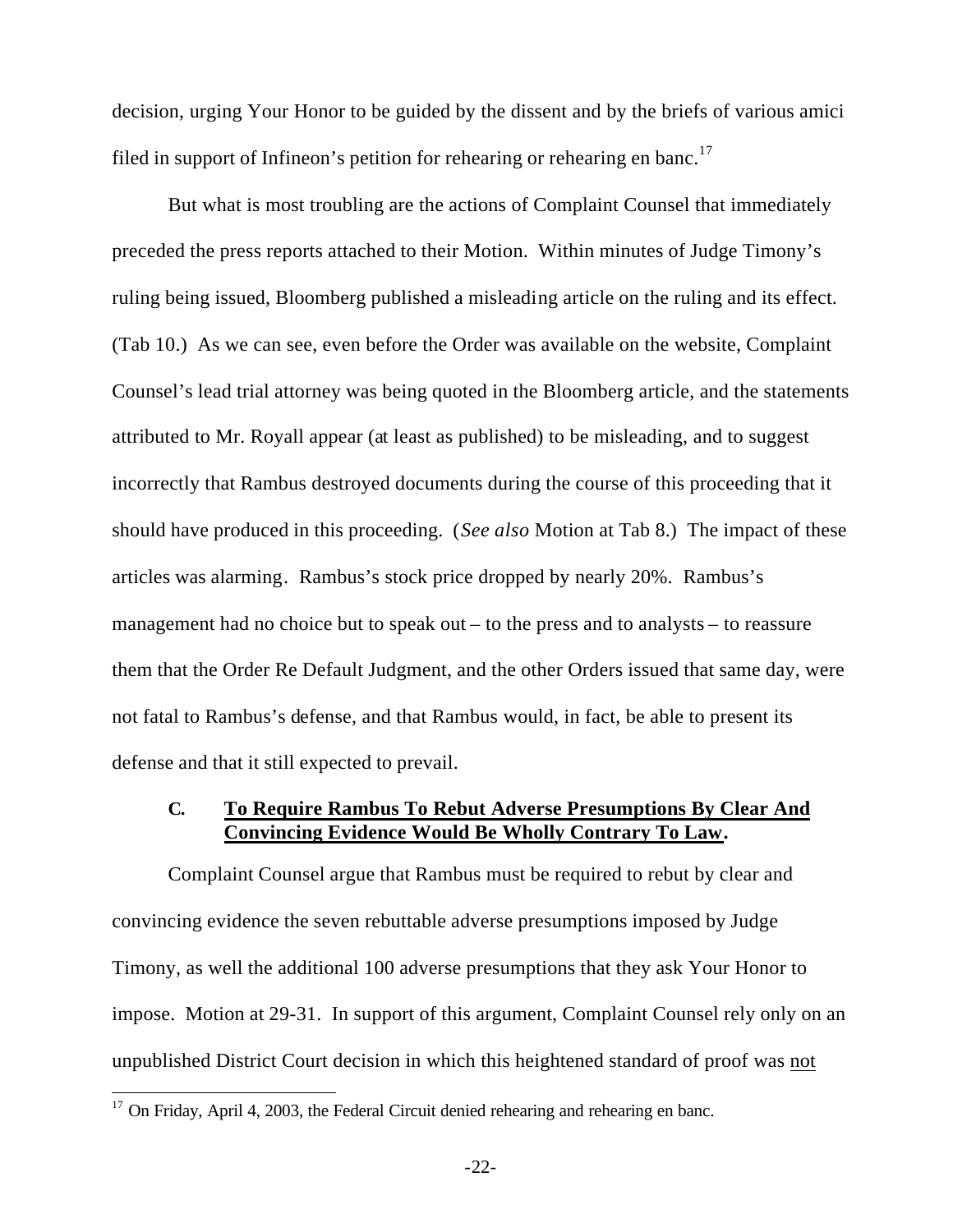decision, urging Your Honor to be guided by the dissent and by the briefs of various amici filed in support of Infineon's petition for rehearing or rehearing en banc.[17]

But what is most troubling are the actions of Complaint Counsel that immediately preceded the press reports attached to their Motion. Within minutes of Judge Timony's ruling being issued, Bloomberg published a misleading article on the ruling and its effect. (Tab 10.) As we can see, even before the Order was available on the website, Complaint Counsel's lead trial attorney was being quoted in the Bloomberg article, and the statements attributed to Mr. Royall appear (at least as published) to be misleading, and to suggest incorrectly that Rambus destroyed documents during the course of this proceeding that it should have produced in this proceeding. (*See also* Motion at Tab 8.) The impact of these articles was alarming. Rambus's stock price dropped by nearly 20%. Rambus's management had no choice but to speak out – to the press and to analysts – to reassure them that the Order Re Default Judgment, and the other Orders issued that same day, were not fatal to Rambus's defense, and that Rambus would, in fact, be able to present its defense and that it still expected to prevail.

### C. <u>To Require Rambus To Rebut Adverse Presumptions By Clear And Convincing Evidence Would Be Wholly Contrary To Law.</u>

Complaint Counsel argue that Rambus must be required to rebut by clear and convincing evidence the seven rebuttable adverse presumptions imposed by Judge Timony, as well the additional 100 adverse presumptions that they ask Your Honor to impose. Motion at 29-31. In support of this argument, Complaint Counsel rely only on an unpublished District Court decision in which this heightened standard of proof was <u>not</u>

[17] On Friday, April 4, 2003, the Federal Circuit denied rehearing and rehearing en banc.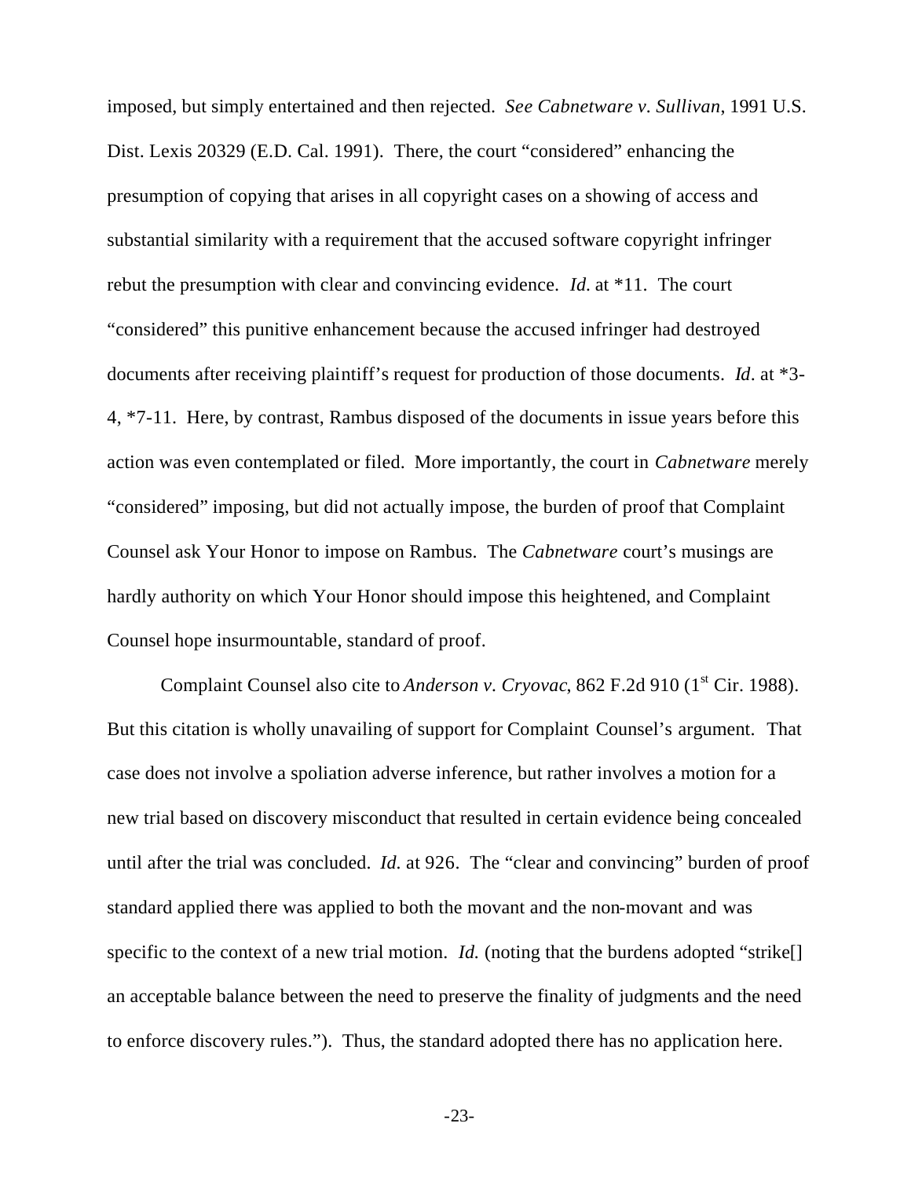imposed, but simply entertained and then rejected. *See Cabnetware v. Sullivan*, 1991 U.S. Dist. Lexis 20329 (E.D. Cal. 1991). There, the court "considered" enhancing the presumption of copying that arises in all copyright cases on a showing of access and substantial similarity with a requirement that the accused software copyright infringer rebut the presumption with clear and convincing evidence. *Id.* at *11. The court "considered" this punitive enhancement because the accused infringer had destroyed documents after receiving plaintiff's request for production of those documents. *Id*. at *3-4, *7-11. Here, by contrast, Rambus disposed of the documents in issue years before this action was even contemplated or filed. More importantly, the court in *Cabnetware* merely "considered" imposing, but did not actually impose, the burden of proof that Complaint Counsel ask Your Honor to impose on Rambus. The *Cabnetware* court's musings are hardly authority on which Your Honor should impose this heightened, and Complaint Counsel hope insurmountable, standard of proof.

Complaint Counsel also cite to *Anderson v. Cryovac*, 862 F.2d 910 (1st Cir. 1988). But this citation is wholly unavailing of support for Complaint Counsel's argument. That case does not involve a spoliation adverse inference, but rather involves a motion for a new trial based on discovery misconduct that resulted in certain evidence being concealed until after the trial was concluded. *Id.* at 926. The "clear and convincing" burden of proof standard applied there was applied to both the movant and the non-movant and was specific to the context of a new trial motion. *Id.* (noting that the burdens adopted "strike[] an acceptable balance between the need to preserve the finality of judgments and the need to enforce discovery rules."). Thus, the standard adopted there has no application here.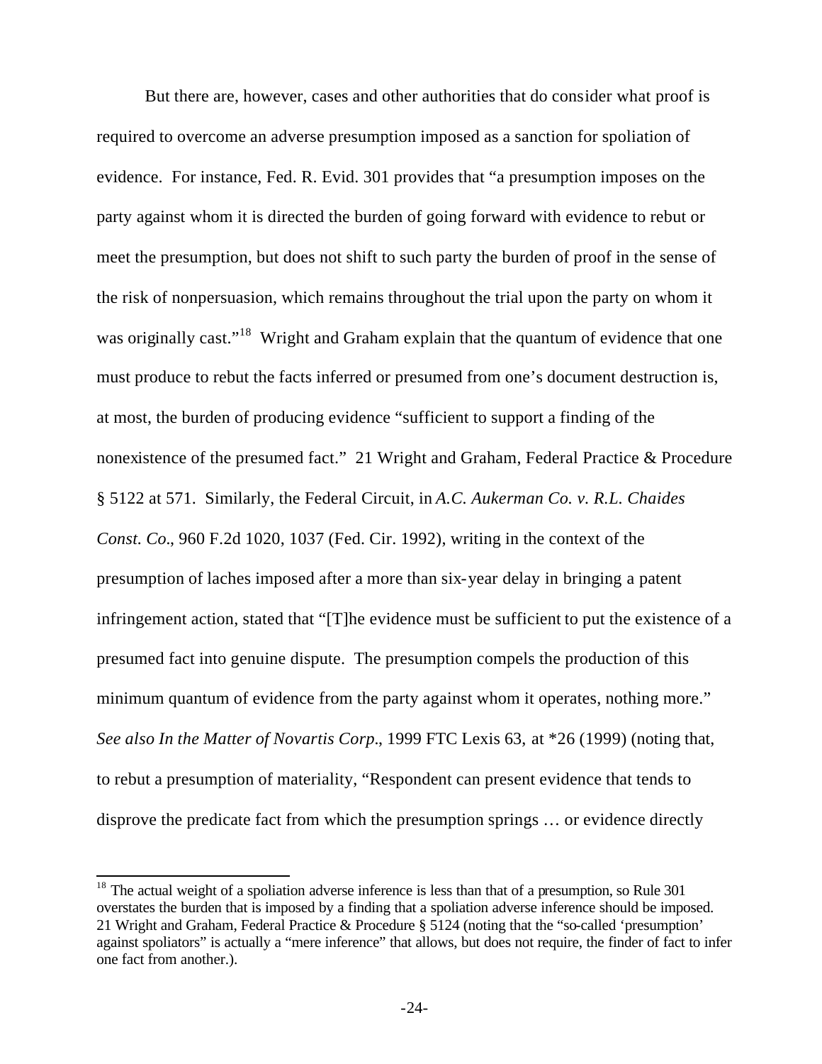But there are, however, cases and other authorities that do consider what proof is required to overcome an adverse presumption imposed as a sanction for spoliation of evidence. For instance, Fed. R. Evid. 301 provides that "a presumption imposes on the party against whom it is directed the burden of going forward with evidence to rebut or meet the presumption, but does not shift to such party the burden of proof in the sense of the risk of nonpersuasion, which remains throughout the trial upon the party on whom it was originally cast."[18] Wright and Graham explain that the quantum of evidence that one must produce to rebut the facts inferred or presumed from one's document destruction is, at most, the burden of producing evidence "sufficient to support a finding of the nonexistence of the presumed fact." 21 Wright and Graham, Federal Practice & Procedure § 5122 at 571. Similarly, the Federal Circuit, in *A.C. Aukerman Co. v. R.L. Chaides Const. Co*., 960 F.2d 1020, 1037 (Fed. Cir. 1992), writing in the context of the presumption of laches imposed after a more than six-year delay in bringing a patent infringement action, stated that "[T]he evidence must be sufficient to put the existence of a presumed fact into genuine dispute. The presumption compels the production of this minimum quantum of evidence from the party against whom it operates, nothing more." *See also In the Matter of Novartis Corp*., 1999 FTC Lexis 63, at *26 (1999) (noting that, to rebut a presumption of materiality, "Respondent can present evidence that tends to disprove the predicate fact from which the presumption springs … or evidence directly

[18] The actual weight of a spoliation adverse inference is less than that of a presumption, so Rule 301 overstates the burden that is imposed by a finding that a spoliation adverse inference should be imposed. 21 Wright and Graham, Federal Practice & Procedure § 5124 (noting that the "so-called 'presumption' against spoliators" is actually a "mere inference" that allows, but does not require, the finder of fact to infer one fact from another.).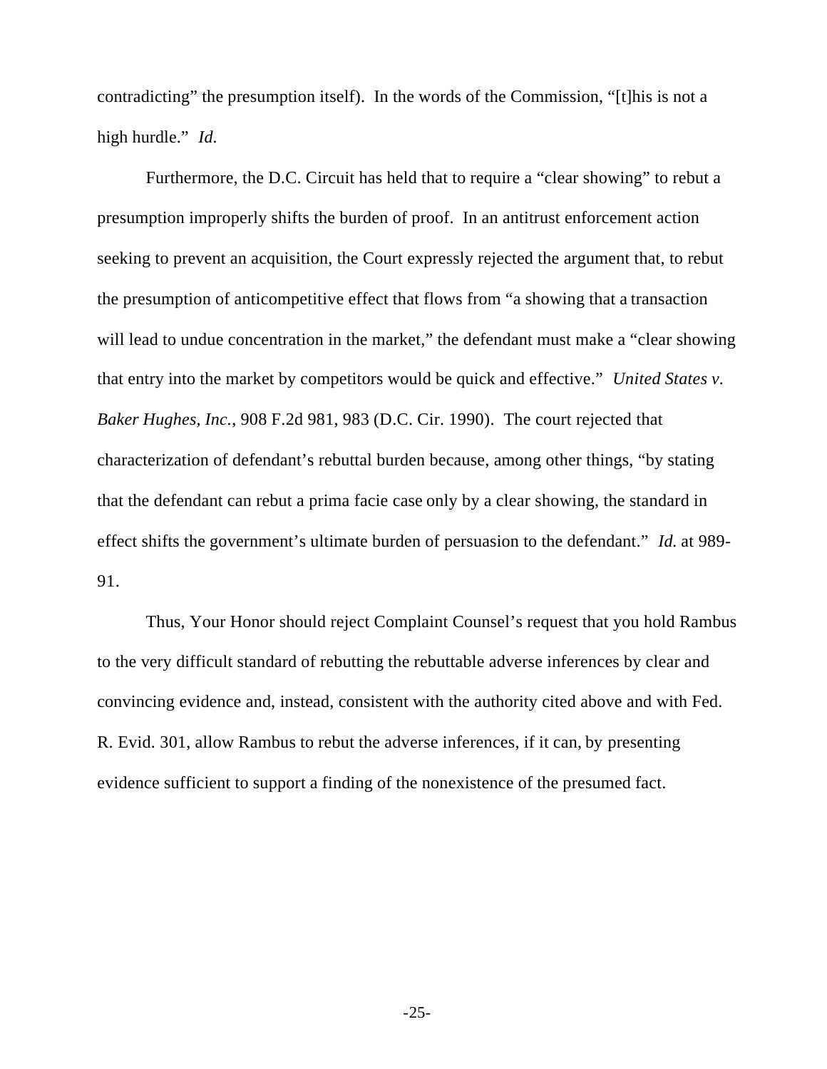contradicting" the presumption itself). In the words of the Commission, "[t]his is not a high hurdle." *Id.*

Furthermore, the D.C. Circuit has held that to require a "clear showing" to rebut a presumption improperly shifts the burden of proof. In an antitrust enforcement action seeking to prevent an acquisition, the Court expressly rejected the argument that, to rebut the presumption of anticompetitive effect that flows from "a showing that a transaction will lead to undue concentration in the market," the defendant must make a "clear showing that entry into the market by competitors would be quick and effective." *United States v. Baker Hughes, Inc.*, 908 F.2d 981, 983 (D.C. Cir. 1990). The court rejected that characterization of defendant's rebuttal burden because, among other things, "by stating that the defendant can rebut a prima facie case only by a clear showing, the standard in effect shifts the government's ultimate burden of persuasion to the defendant." *Id.* at 989-91.

Thus, Your Honor should reject Complaint Counsel's request that you hold Rambus to the very difficult standard of rebutting the rebuttable adverse inferences by clear and convincing evidence and, instead, consistent with the authority cited above and with Fed. R. Evid. 301, allow Rambus to rebut the adverse inferences, if it can, by presenting evidence sufficient to support a finding of the nonexistence of the presumed fact.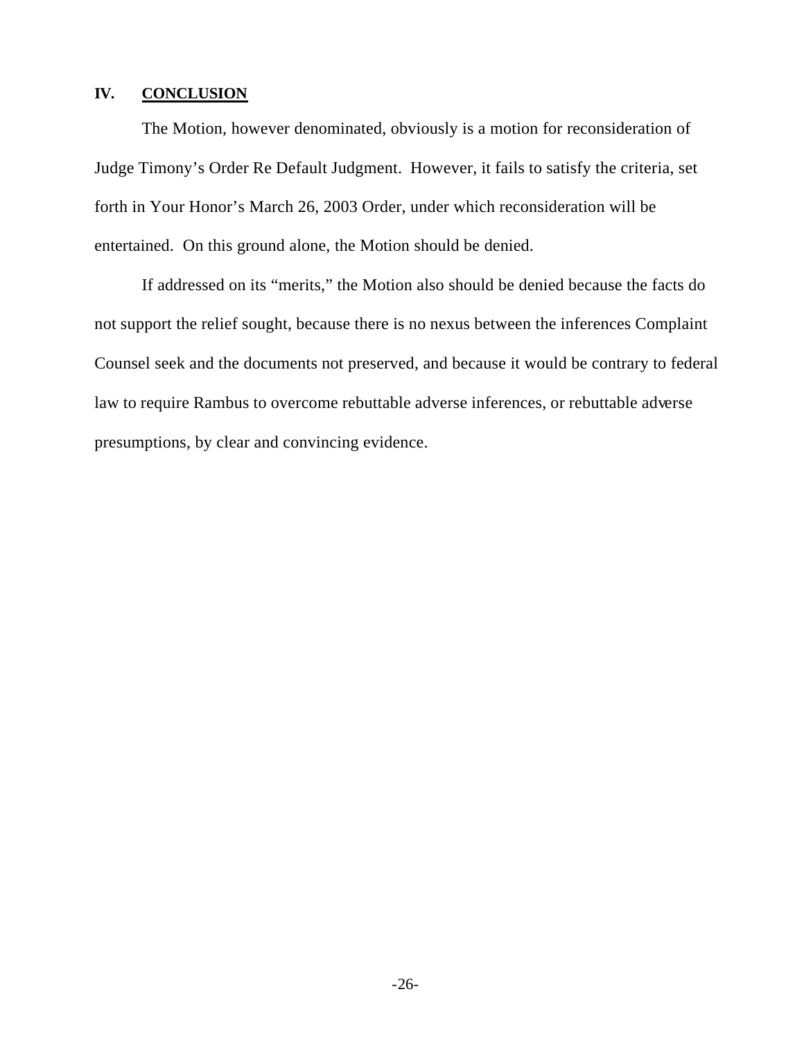## IV. CONCLUSION

The Motion, however denominated, obviously is a motion for reconsideration of Judge Timony's Order Re Default Judgment. However, it fails to satisfy the criteria, set forth in Your Honor's March 26, 2003 Order, under which reconsideration will be entertained. On this ground alone, the Motion should be denied.

If addressed on its "merits," the Motion also should be denied because the facts do not support the relief sought, because there is no nexus between the inferences Complaint Counsel seek and the documents not preserved, and because it would be contrary to federal law to require Rambus to overcome rebuttable adverse inferences, or rebuttable adverse presumptions, by clear and convincing evidence.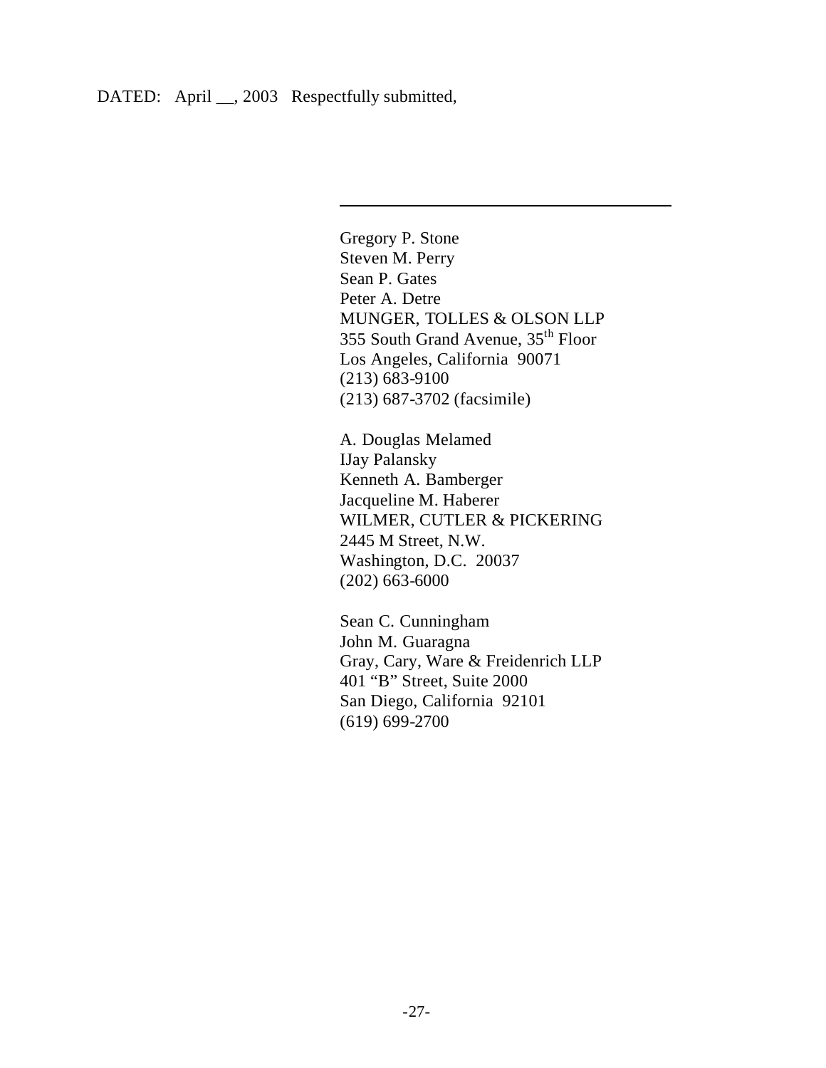DATED: April __, 2003 Respectfully submitted,

\_\_\_\_\_\_\_\_\_\_\_\_\_\_\_\_\_\_\_\_\_\_\_\_\_\_\_\_\_\_\_\_\_\_

Gregory P. Stone
Steven M. Perry
Sean P. Gates
Peter A. Detre
MUNGER, TOLLES & OLSON LLP
355 South Grand Avenue, 35th Floor
Los Angeles, California 90071
(213) 683-9100
(213) 687-3702 (facsimile)

A. Douglas Melamed
IJay Palansky
Kenneth A. Bamberger
Jacqueline M. Haberer
WILMER, CUTLER & PICKERING
2445 M Street, N.W.
Washington, D.C. 20037
(202) 663-6000

Sean C. Cunningham
John M. Guaragna
Gray, Cary, Ware & Freidenrich LLP
401 "B" Street, Suite 2000
San Diego, California 92101
(619) 699-2700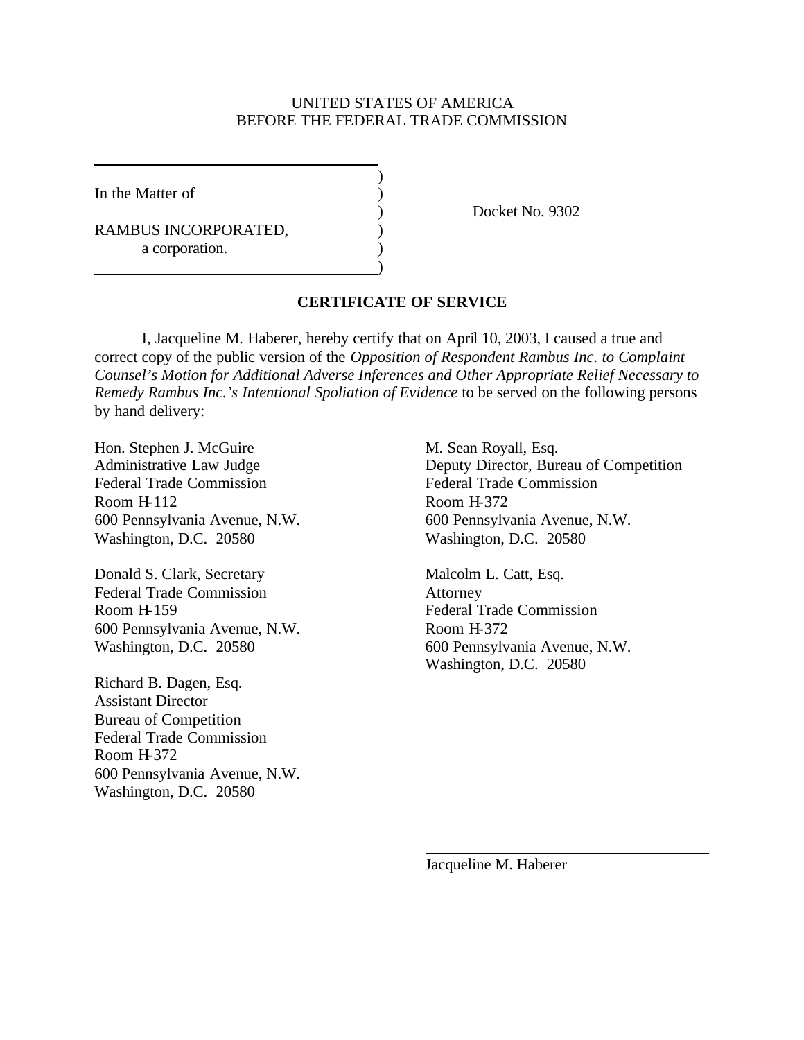UNITED STATES OF AMERICA
BEFORE THE FEDERAL TRADE COMMISSION

| | | |
|---|---|---|
| In the Matter of | ) | Docket No. 9302 |
| RAMBUS INCORPORATED, a corporation. | ) | |

## CERTIFICATE OF SERVICE

I, Jacqueline M. Haberer, hereby certify that on April 10, 2003, I caused a true and correct copy of the public version of the *Opposition of Respondent Rambus Inc. to Complaint Counsel's Motion for Additional Adverse Inferences and Other Appropriate Relief Necessary to Remedy Rambus Inc.'s Intentional Spoliation of Evidence* to be served on the following persons by hand delivery:

Hon. Stephen J. McGuire
Administrative Law Judge
Federal Trade Commission
Room H-112
600 Pennsylvania Avenue, N.W.
Washington, D.C. 20580

Donald S. Clark, Secretary
Federal Trade Commission
Room H-159
600 Pennsylvania Avenue, N.W.
Washington, D.C. 20580

Richard B. Dagen, Esq.
Assistant Director
Bureau of Competition
Federal Trade Commission
Room H-372
600 Pennsylvania Avenue, N.W.
Washington, D.C. 20580

M. Sean Royall, Esq.
Deputy Director, Bureau of Competition
Federal Trade Commission
Room H-372
600 Pennsylvania Avenue, N.W.
Washington, D.C. 20580

Malcolm L. Catt, Esq.
Attorney
Federal Trade Commission
Room H-372
600 Pennsylvania Avenue, N.W.
Washington, D.C. 20580

______________________________
Jacqueline M. Haberer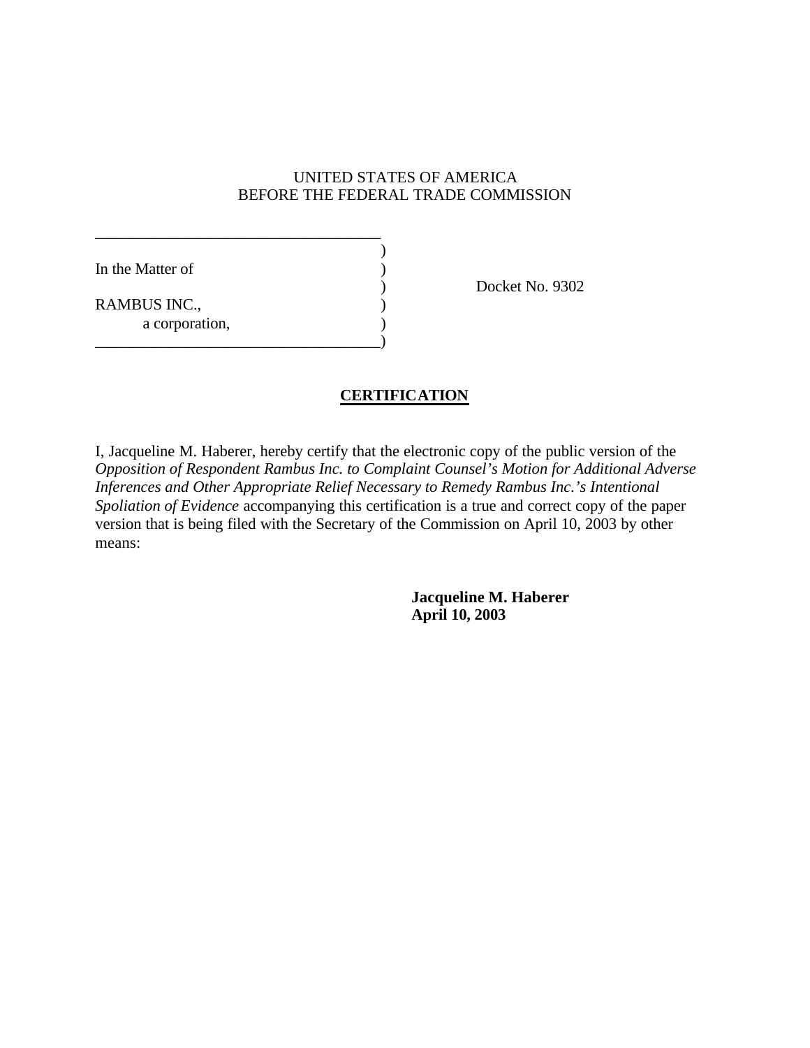UNITED STATES OF AMERICA
BEFORE THE FEDERAL TRADE COMMISSION

| | | |
|---|---|---|
| In the Matter of | ) | |
| | ) | Docket No. 9302 |
| RAMBUS INC., | ) | |
| a corporation, | ) | |

## CERTIFICATION

I, Jacqueline M. Haberer, hereby certify that the electronic copy of the public version of the *Opposition of Respondent Rambus Inc. to Complaint Counsel's Motion for Additional Adverse Inferences and Other Appropriate Relief Necessary to Remedy Rambus Inc.'s Intentional Spoliation of Evidence* accompanying this certification is a true and correct copy of the paper version that is being filed with the Secretary of the Commission on April 10, 2003 by other means:

**Jacqueline M. Haberer**
**April 10, 2003**